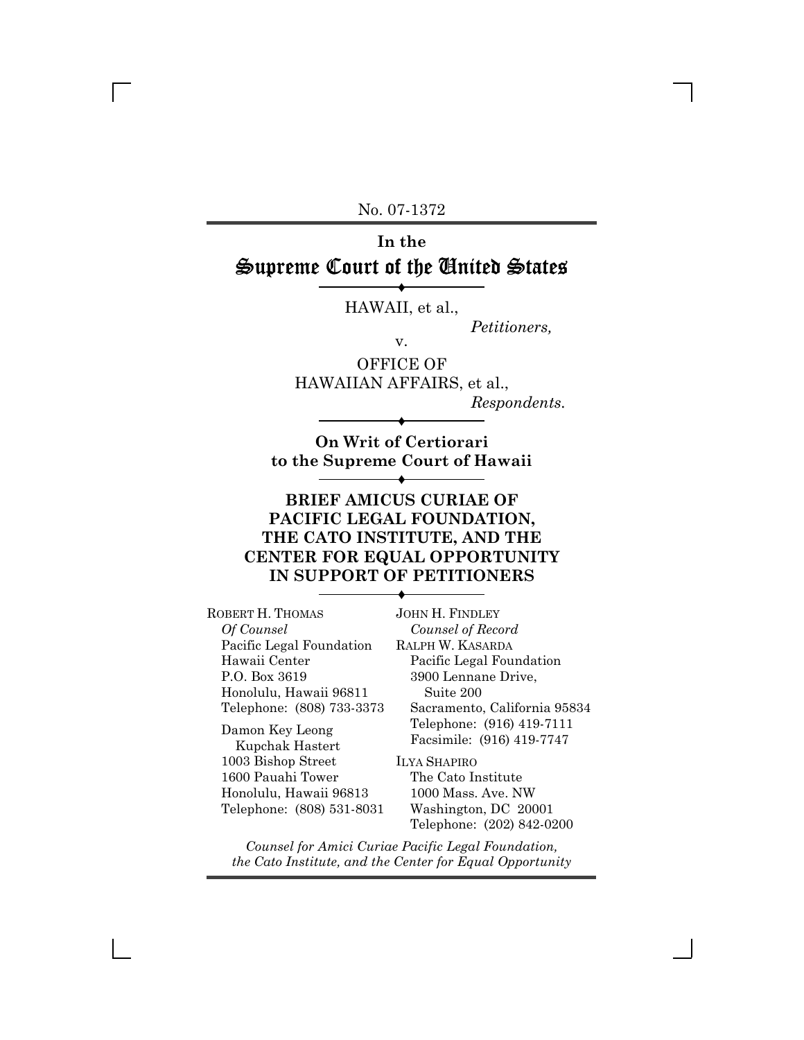No. 07-1372

# In the
# Supreme Court of the United States

HAWAII, et al.,

*Petitioners,*

v.

OFFICE OF HAWAIIAN AFFAIRS, et al.,

*Respondents.*

**On Writ of Certiorari to the Supreme Court of Hawaii**

## BRIEF AMICUS CURIAE OF PACIFIC LEGAL FOUNDATION, THE CATO INSTITUTE, AND THE CENTER FOR EQUAL OPPORTUNITY IN SUPPORT OF PETITIONERS

ROBERT H. THOMAS
*Of Counsel*
Pacific Legal Foundation
Hawaii Center
P.O. Box 3619
Honolulu, Hawaii 96811
Telephone: (808) 733-3373

Damon Key Leong
Kupchak Hastert
1003 Bishop Street
1600 Pauahi Tower
Honolulu, Hawaii 96813
Telephone: (808) 531-8031

JOHN H. FINDLEY
*Counsel of Record*
RALPH W. KASARDA
Pacific Legal Foundation
3900 Lennane Drive,
Suite 200
Sacramento, California 95834
Telephone: (916) 419-7111
Facsimile: (916) 419-7747

ILYA SHAPIRO
The Cato Institute
1000 Mass. Ave. NW
Washington, DC 20001
Telephone: (202) 842-0200

*Counsel for Amici Curiae Pacific Legal Foundation, the Cato Institute, and the Center for Equal Opportunity*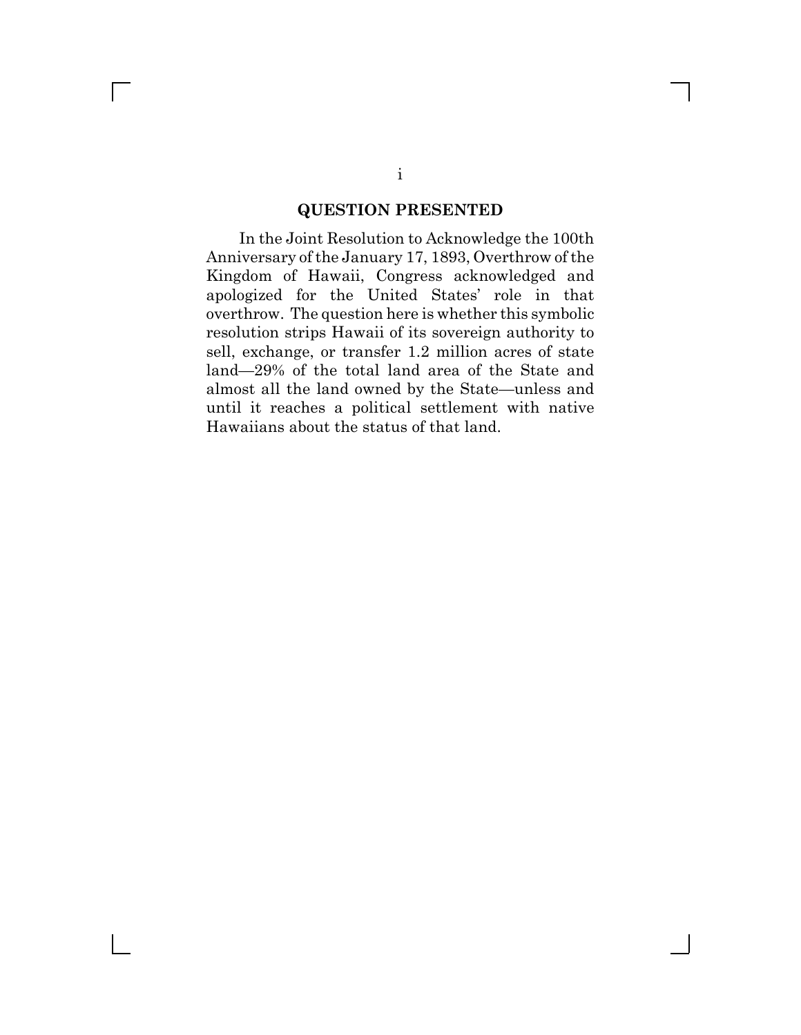## QUESTION PRESENTED

In the Joint Resolution to Acknowledge the 100th Anniversary of the January 17, 1893, Overthrow of the Kingdom of Hawaii, Congress acknowledged and apologized for the United States' role in that overthrow. The question here is whether this symbolic resolution strips Hawaii of its sovereign authority to sell, exchange, or transfer 1.2 million acres of state land—29% of the total land area of the State and almost all the land owned by the State—unless and until it reaches a political settlement with native Hawaiians about the status of that land.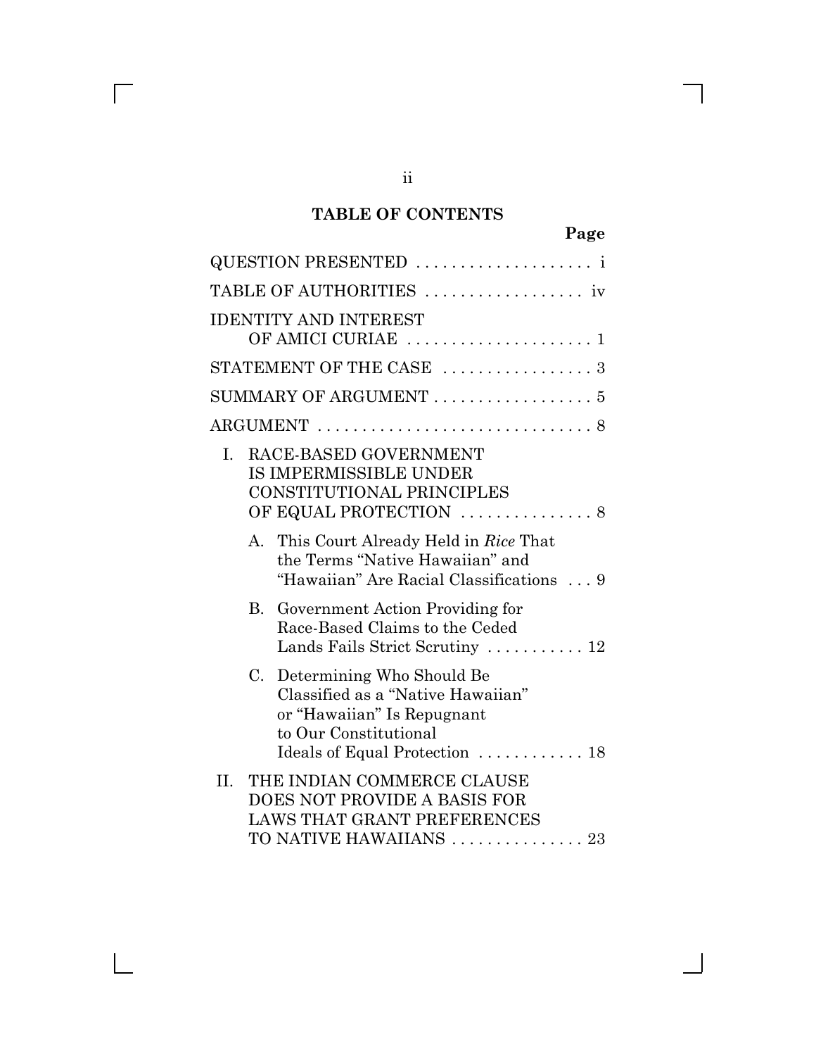## TABLE OF CONTENTS

| | Page |
|---|---|
| QUESTION PRESENTED | i |
| TABLE OF AUTHORITIES | iv |
| IDENTITY AND INTEREST OF AMICI CURIAE | 1 |
| STATEMENT OF THE CASE | 3 |
| SUMMARY OF ARGUMENT | 5 |
| ARGUMENT | 8 |
| I. RACE-BASED GOVERNMENT IS IMPERMISSIBLE UNDER CONSTITUTIONAL PRINCIPLES OF EQUAL PROTECTION | 8 |
| A. This Court Already Held in *Rice* That the Terms "Native Hawaiian" and "Hawaiian" Are Racial Classifications | 9 |
| B. Government Action Providing for Race-Based Claims to the Ceded Lands Fails Strict Scrutiny | 12 |
| C. Determining Who Should Be Classified as a "Native Hawaiian" or "Hawaiian" Is Repugnant to Our Constitutional Ideals of Equal Protection | 18 |
| II. THE INDIAN COMMERCE CLAUSE DOES NOT PROVIDE A BASIS FOR LAWS THAT GRANT PREFERENCES TO NATIVE HAWAIIANS | 23 |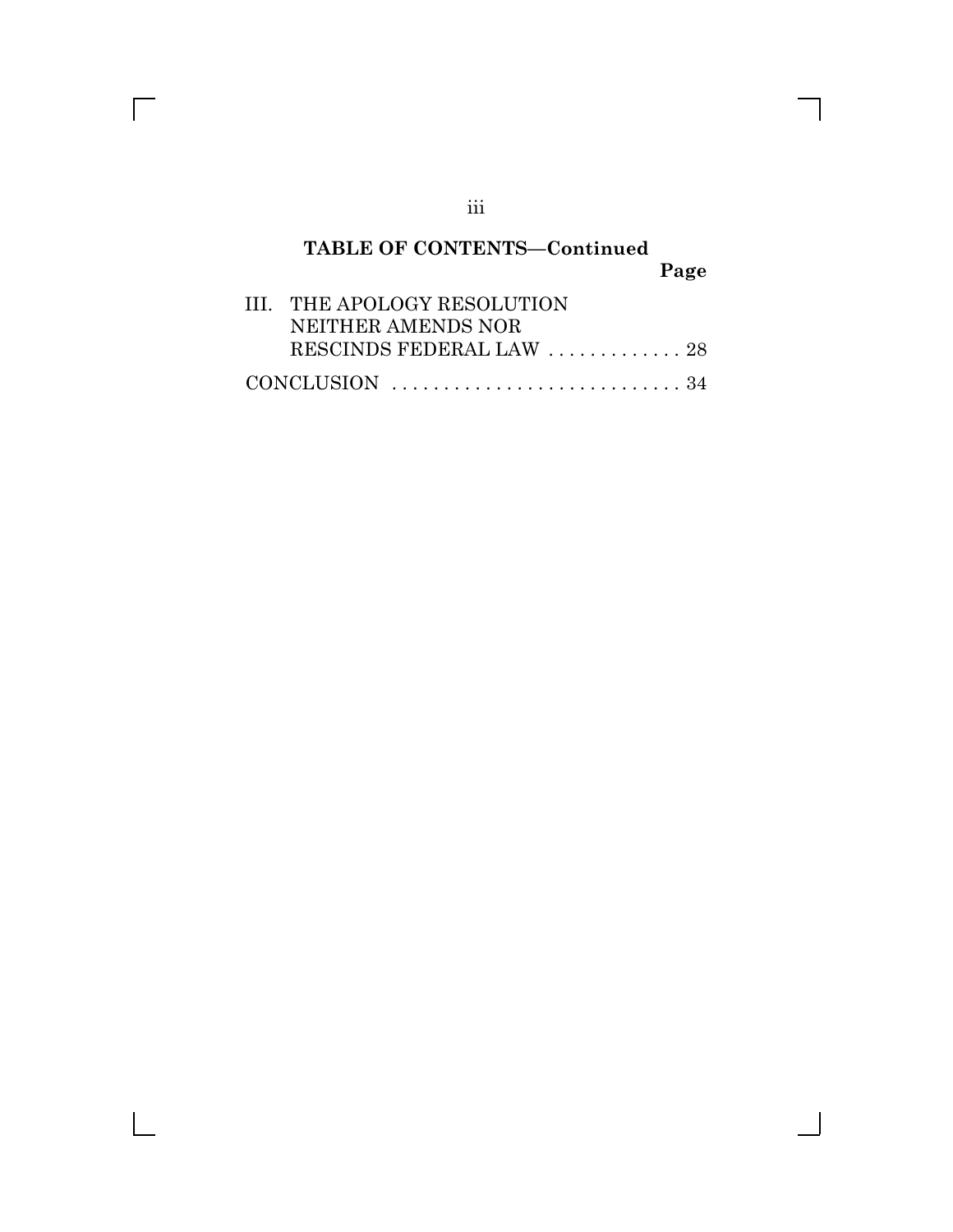## TABLE OF CONTENTS—Continued

| | Page |
|---|---|
| III. THE APOLOGY RESOLUTION NEITHER AMENDS NOR RESCINDS FEDERAL LAW | 28 |
| CONCLUSION | 34 |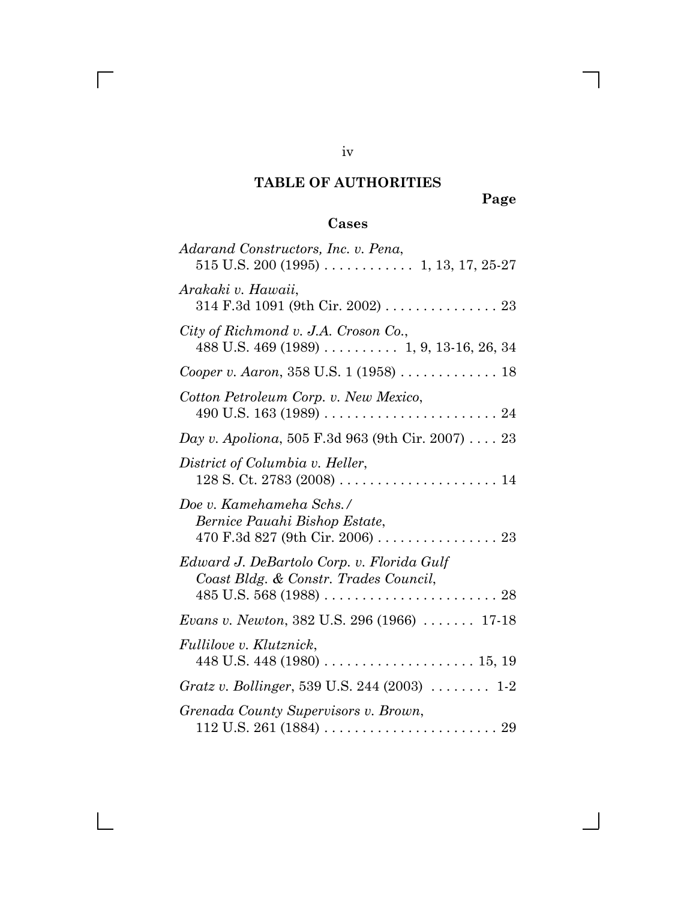## TABLE OF AUTHORITIES

**Page**

### Cases

*Adarand Constructors, Inc. v. Pena*, 515 U.S. 200 (1995) . . . . . . . . . . . . 1, 13, 17, 25-27

*Arakaki v. Hawaii*, 314 F.3d 1091 (9th Cir. 2002) . . . . . . . . . . . . . . . 23

*City of Richmond v. J.A. Croson Co.*, 488 U.S. 469 (1989) . . . . . . . . . . 1, 9, 13-16, 26, 34

*Cooper v. Aaron*, 358 U.S. 1 (1958) . . . . . . . . . . . . . 18

*Cotton Petroleum Corp. v. New Mexico*, 490 U.S. 163 (1989) . . . . . . . . . . . . . . . . . . . . . . . 24

*Day v. Apoliona*, 505 F.3d 963 (9th Cir. 2007) . . . . 23

*District of Columbia v. Heller*, 128 S. Ct. 2783 (2008) . . . . . . . . . . . . . . . . . . . . . 14

*Doe v. Kamehameha Schs./ Bernice Pauahi Bishop Estate*, 470 F.3d 827 (9th Cir. 2006) . . . . . . . . . . . . . . . . 23

*Edward J. DeBartolo Corp. v. Florida Gulf Coast Bldg. & Constr. Trades Council*, 485 U.S. 568 (1988) . . . . . . . . . . . . . . . . . . . . . . . 28

*Evans v. Newton*, 382 U.S. 296 (1966) . . . . . . . 17-18

*Fullilove v. Klutznick*, 448 U.S. 448 (1980) . . . . . . . . . . . . . . . . . . . . 15, 19

*Gratz v. Bollinger*, 539 U.S. 244 (2003) . . . . . . . . 1-2

*Grenada County Supervisors v. Brown*, 112 U.S. 261 (1884) . . . . . . . . . . . . . . . . . . . . . . . 29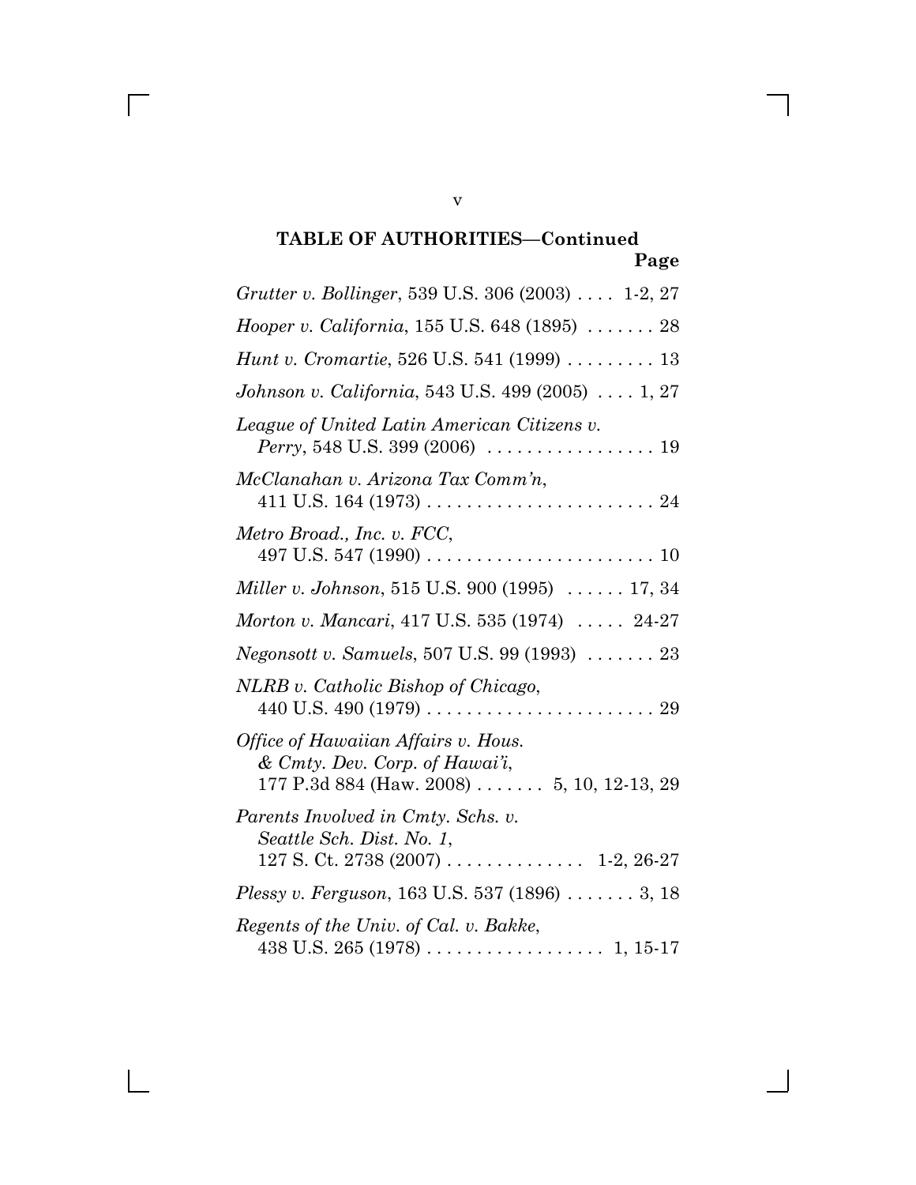**TABLE OF AUTHORITIES—Continued**

**Page**

*Grutter v. Bollinger*, 539 U.S. 306 (2003) . . . . 1-2, 27

*Hooper v. California*, 155 U.S. 648 (1895) . . . . . . . 28

*Hunt v. Cromartie*, 526 U.S. 541 (1999) . . . . . . . . . 13

*Johnson v. California*, 543 U.S. 499 (2005) . . . . 1, 27

*League of United Latin American Citizens v. Perry*, 548 U.S. 399 (2006) . . . . . . . . . . . . . . . . . 19

*McClanahan v. Arizona Tax Comm'n*, 411 U.S. 164 (1973) . . . . . . . . . . . . . . . . . . . . . . . 24

*Metro Broad., Inc. v. FCC*, 497 U.S. 547 (1990) . . . . . . . . . . . . . . . . . . . . . . . 10

*Miller v. Johnson*, 515 U.S. 900 (1995) . . . . . . 17, 34

*Morton v. Mancari*, 417 U.S. 535 (1974) . . . . . 24-27

*Negonsott v. Samuels*, 507 U.S. 99 (1993) . . . . . . . 23

*NLRB v. Catholic Bishop of Chicago*, 440 U.S. 490 (1979) . . . . . . . . . . . . . . . . . . . . . . . 29

*Office of Hawaiian Affairs v. Hous. & Cmty. Dev. Corp. of Hawai'i*, 177 P.3d 884 (Haw. 2008) . . . . . . . 5, 10, 12-13, 29

*Parents Involved in Cmty. Schs. v. Seattle Sch. Dist. No. 1*, 127 S. Ct. 2738 (2007) . . . . . . . . . . . . . . 1-2, 26-27

*Plessy v. Ferguson*, 163 U.S. 537 (1896) . . . . . . . 3, 18

*Regents of the Univ. of Cal. v. Bakke*, 438 U.S. 265 (1978) . . . . . . . . . . . . . . . . . . 1, 15-17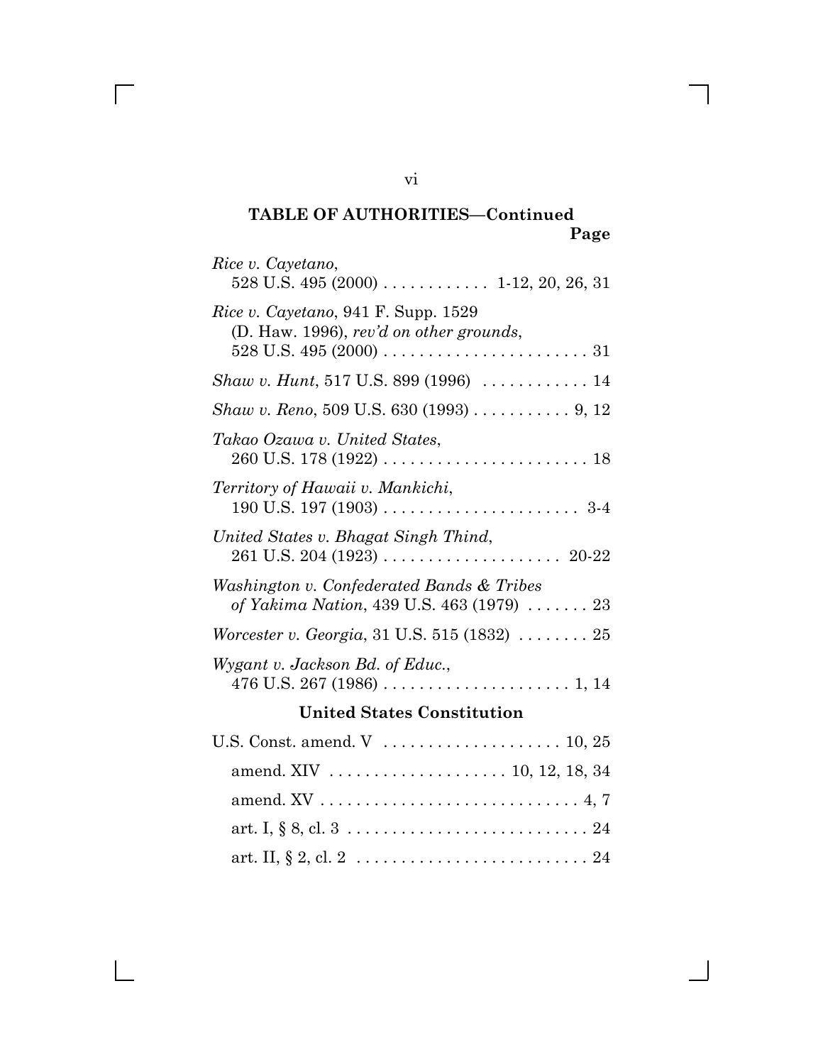**TABLE OF AUTHORITIES—Continued**

**Page**

*Rice v. Cayetano*, 528 U.S. 495 (2000) . . . . . . . . . . . . 1-12, 20, 26, 31

*Rice v. Cayetano*, 941 F. Supp. 1529 (D. Haw. 1996), *rev'd on other grounds*, 528 U.S. 495 (2000) . . . . . . . . . . . . . . . . . . . . . . . . 31

*Shaw v. Hunt*, 517 U.S. 899 (1996) . . . . . . . . . . . . 14

*Shaw v. Reno*, 509 U.S. 630 (1993) . . . . . . . . . . . 9, 12

*Takao Ozawa v. United States*, 260 U.S. 178 (1922) . . . . . . . . . . . . . . . . . . . . . . . 18

*Territory of Hawaii v. Mankichi*, 190 U.S. 197 (1903) . . . . . . . . . . . . . . . . . . . . . . 3-4

*United States v. Bhagat Singh Thind*, 261 U.S. 204 (1923) . . . . . . . . . . . . . . . . . . . . 20-22

*Washington v. Confederated Bands & Tribes of Yakima Nation*, 439 U.S. 463 (1979) . . . . . . . 23

*Worcester v. Georgia*, 31 U.S. 515 (1832) . . . . . . . . 25

*Wygant v. Jackson Bd. of Educ.*, 476 U.S. 267 (1986) . . . . . . . . . . . . . . . . . . . . . 1, 14

**United States Constitution**

U.S. Const. amend. V . . . . . . . . . . . . . . . . . . . . 10, 25

amend. XIV . . . . . . . . . . . . . . . . . . . . 10, 12, 18, 34

amend. XV . . . . . . . . . . . . . . . . . . . . . . . . . . . . . 4, 7

art. I, § 8, cl. 3 . . . . . . . . . . . . . . . . . . . . . . . . . . . 24

art. II, § 2, cl. 2 . . . . . . . . . . . . . . . . . . . . . . . . . . 24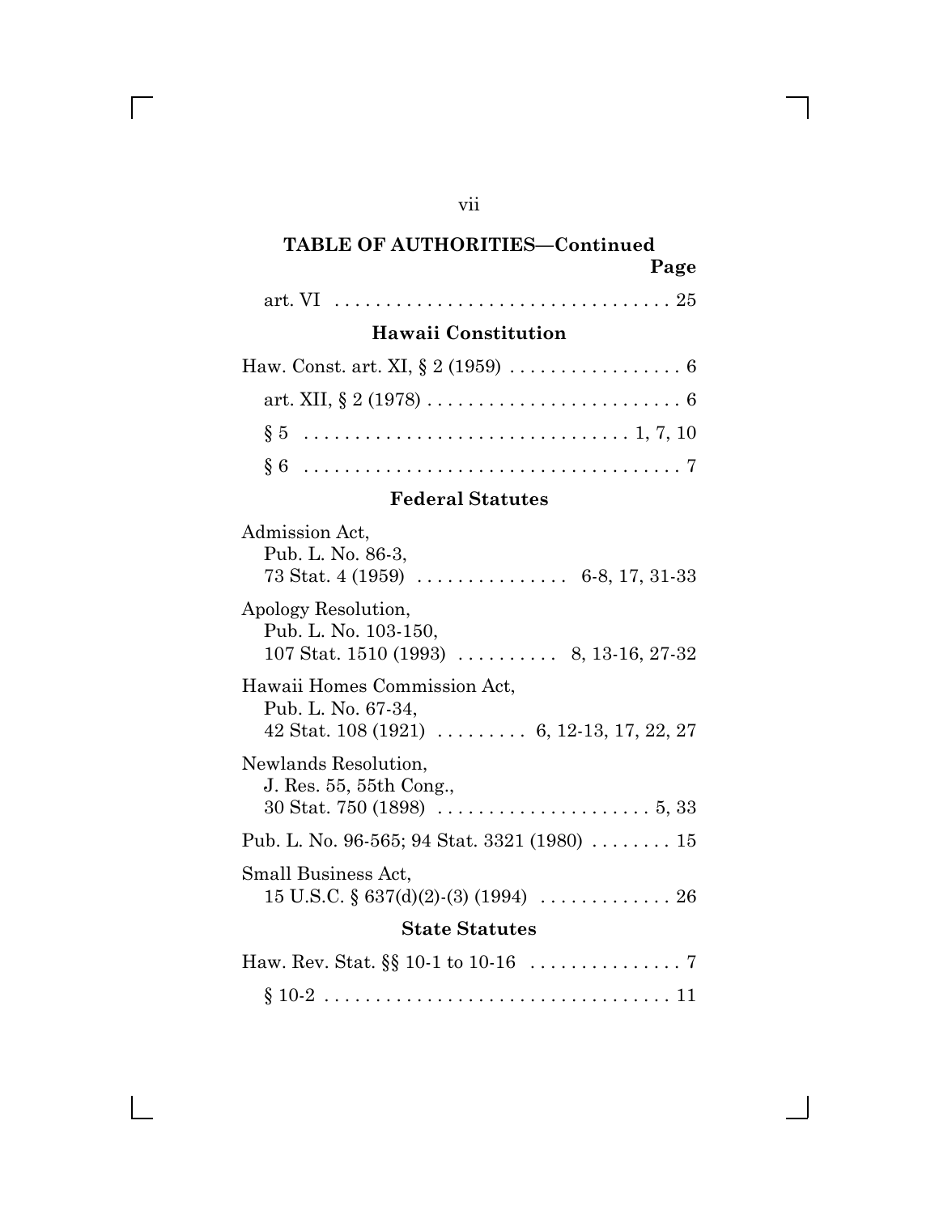**TABLE OF AUTHORITIES—Continued**

**Page**

art. VI . . . . . . . . . . . . . . . . . . . . . . . . . . . . . . . . . 25

### Hawaii Constitution

Haw. Const. art. XI, § 2 (1959) . . . . . . . . . . . . . . . . . 6

art. XII, § 2 (1978) . . . . . . . . . . . . . . . . . . . . . . . . . 6

§ 5 . . . . . . . . . . . . . . . . . . . . . . . . . . . . . . . 1, 7, 10

§ 6 . . . . . . . . . . . . . . . . . . . . . . . . . . . . . . . . . . . . 7

### Federal Statutes

Admission Act,
Pub. L. No. 86-3,
73 Stat. 4 (1959) . . . . . . . . . . . . . . . 6-8, 17, 31-33

Apology Resolution,
Pub. L. No. 103-150,
107 Stat. 1510 (1993) . . . . . . . . . . 8, 13-16, 27-32

Hawaii Homes Commission Act,
Pub. L. No. 67-34,
42 Stat. 108 (1921) . . . . . . . . . 6, 12-13, 17, 22, 27

Newlands Resolution,
J. Res. 55, 55th Cong.,
30 Stat. 750 (1898) . . . . . . . . . . . . . . . . . . . . . 5, 33

Pub. L. No. 96-565; 94 Stat. 3321 (1980) . . . . . . . . 15

Small Business Act,
15 U.S.C. § 637(d)(2)-(3) (1994) . . . . . . . . . . . . . 26

### State Statutes

Haw. Rev. Stat. §§ 10-1 to 10-16 . . . . . . . . . . . . . . . 7

§ 10-2 . . . . . . . . . . . . . . . . . . . . . . . . . . . . . . . . . . 11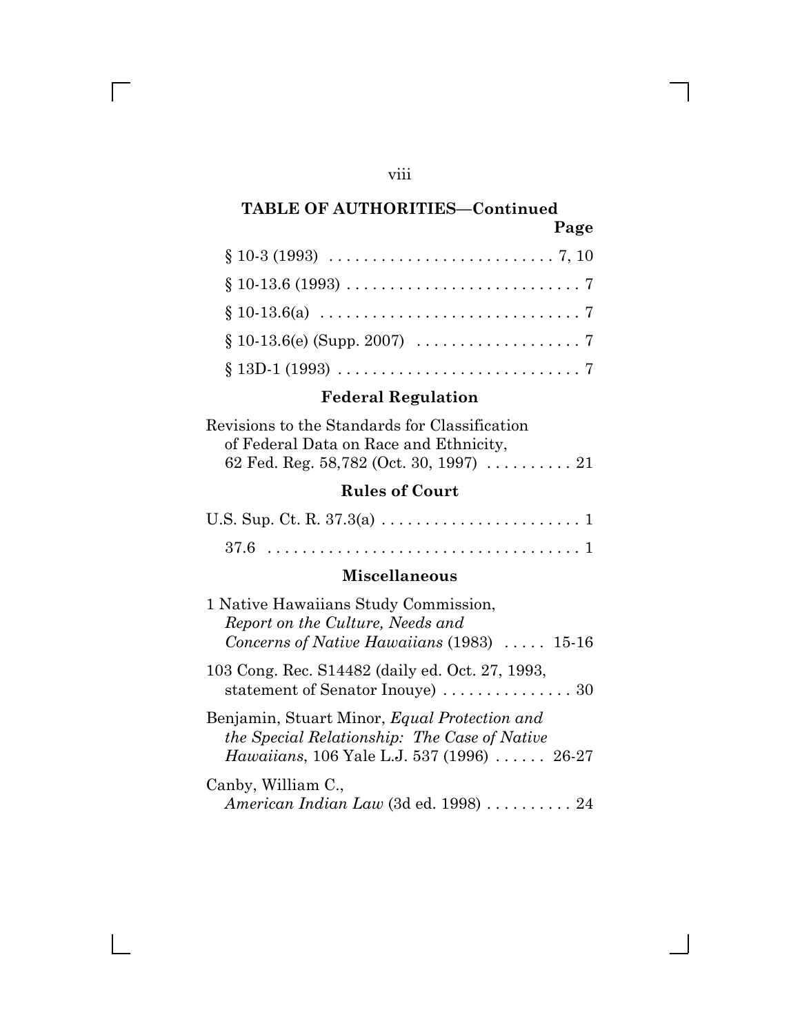**TABLE OF AUTHORITIES—Continued**

**Page**

§ 10-3 (1993) . . . . . . . . . . . . . . . . . . . . . . . . . . 7, 10

§ 10-13.6 (1993) . . . . . . . . . . . . . . . . . . . . . . . . . . . 7

§ 10-13.6(a) . . . . . . . . . . . . . . . . . . . . . . . . . . . . . 7

§ 10-13.6(e) (Supp. 2007) . . . . . . . . . . . . . . . . . . . 7

§ 13D-1 (1993) . . . . . . . . . . . . . . . . . . . . . . . . . . . . 7

### Federal Regulation

Revisions to the Standards for Classification of Federal Data on Race and Ethnicity, 62 Fed. Reg. 58,782 (Oct. 30, 1997) . . . . . . . . . . 21

### Rules of Court

U.S. Sup. Ct. R. 37.3(a) . . . . . . . . . . . . . . . . . . . . . . . 1

37.6 . . . . . . . . . . . . . . . . . . . . . . . . . . . . . . . . . . . . 1

### Miscellaneous

1 Native Hawaiians Study Commission, *Report on the Culture, Needs and Concerns of Native Hawaiians* (1983) . . . . . 15-16

103 Cong. Rec. S14482 (daily ed. Oct. 27, 1993, statement of Senator Inouye) . . . . . . . . . . . . . . . 30

Benjamin, Stuart Minor, *Equal Protection and the Special Relationship: The Case of Native Hawaiians*, 106 Yale L.J. 537 (1996) . . . . . . 26-27

Canby, William C., *American Indian Law* (3d ed. 1998) . . . . . . . . . . 24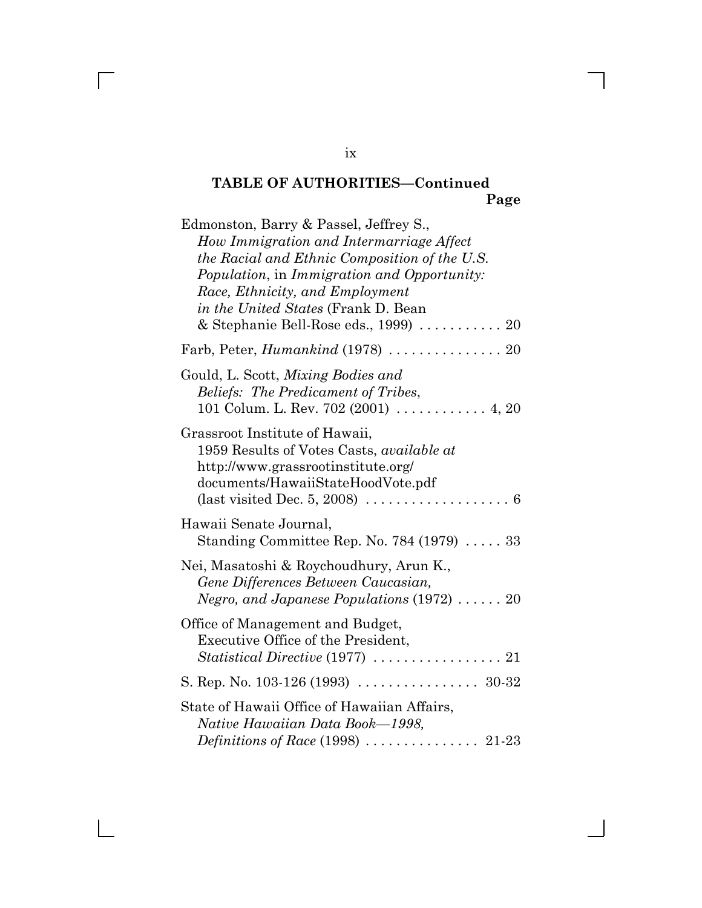**TABLE OF AUTHORITIES—Continued**

**Page**

Edmonston, Barry & Passel, Jeffrey S., *How Immigration and Intermarriage Affect the Racial and Ethnic Composition of the U.S. Population*, in *Immigration and Opportunity: Race, Ethnicity, and Employment in the United States* (Frank D. Bean & Stephanie Bell-Rose eds., 1999) . . . . . . . . . . . 20

Farb, Peter, *Humankind* (1978) . . . . . . . . . . . . . . . 20

Gould, L. Scott, *Mixing Bodies and Beliefs: The Predicament of Tribes*, 101 Colum. L. Rev. 702 (2001) . . . . . . . . . . . . 4, 20

Grassroot Institute of Hawaii, 1959 Results of Votes Casts, *available at* http://www.grassrootinstitute.org/documents/HawaiiStateHoodVote.pdf (last visited Dec. 5, 2008) . . . . . . . . . . . . . . . . . . . 6

Hawaii Senate Journal, Standing Committee Rep. No. 784 (1979) . . . . . 33

Nei, Masatoshi & Roychoudhury, Arun K., *Gene Differences Between Caucasian, Negro, and Japanese Populations* (1972) . . . . . . 20

Office of Management and Budget, Executive Office of the President, *Statistical Directive* (1977) . . . . . . . . . . . . . . . . . 21

S. Rep. No. 103-126 (1993) . . . . . . . . . . . . . . . . 30-32

State of Hawaii Office of Hawaiian Affairs, *Native Hawaiian Data Book—1998, Definitions of Race* (1998) . . . . . . . . . . . . . . . 21-23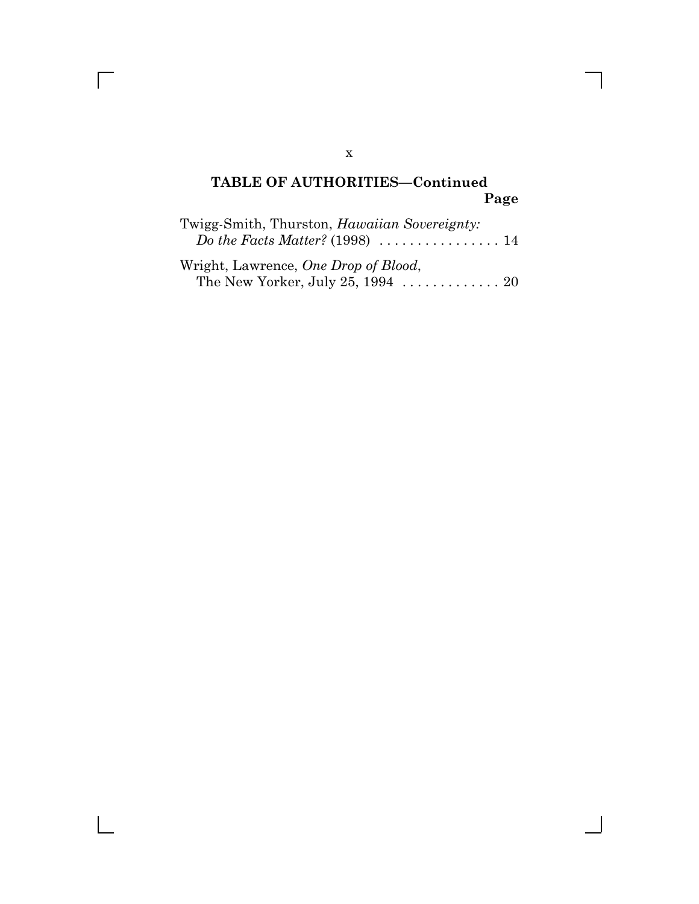## TABLE OF AUTHORITIES—Continued

**Page**

Twigg-Smith, Thurston, *Hawaiian Sovereignty: Do the Facts Matter?* (1998) . . . . . . . . . . . . . . . . 14

Wright, Lawrence, *One Drop of Blood*, The New Yorker, July 25, 1994 . . . . . . . . . . . . . 20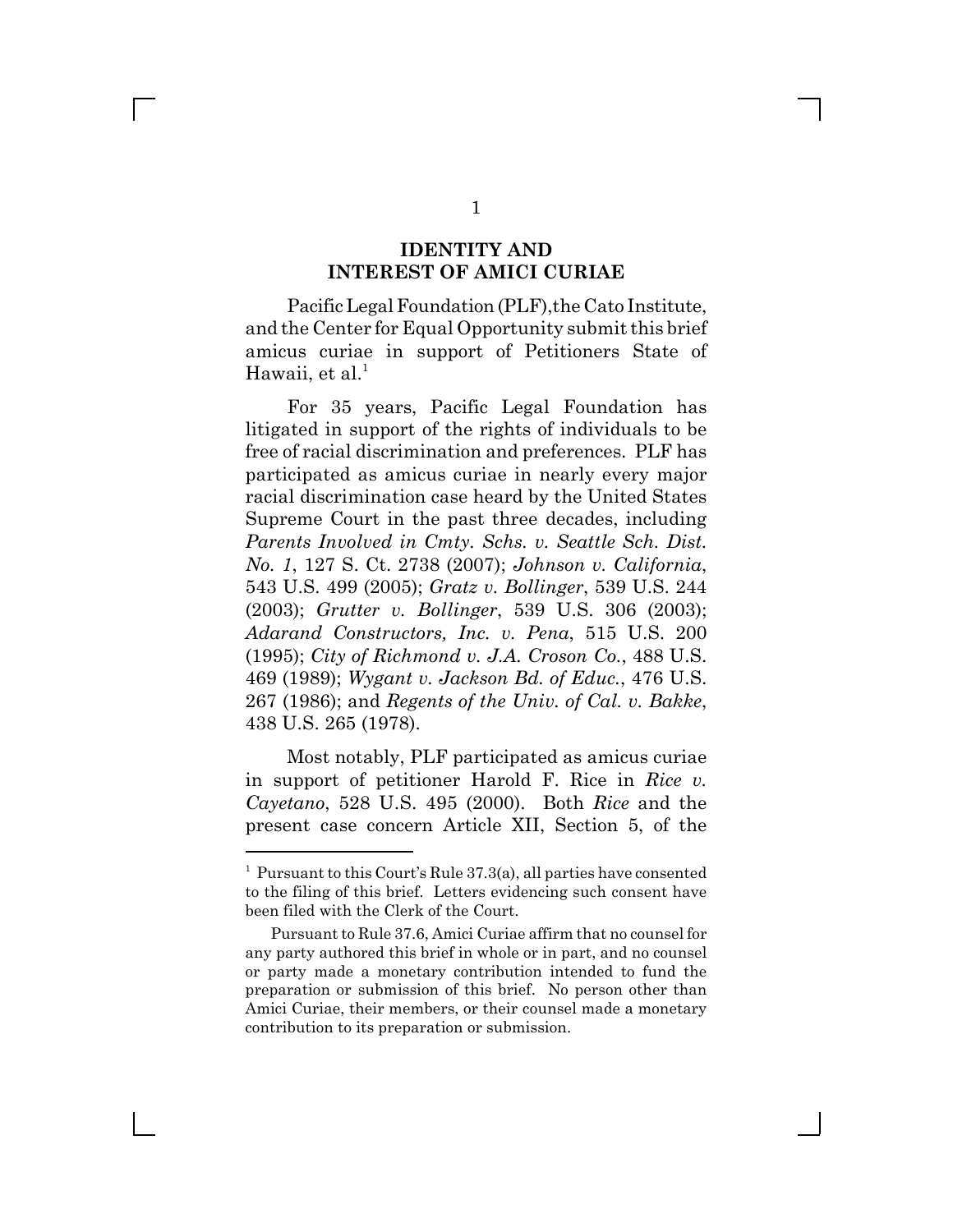## IDENTITY AND INTEREST OF AMICI CURIAE

Pacific Legal Foundation (PLF),the Cato Institute, and the Center for Equal Opportunity submit this brief amicus curiae in support of Petitioners State of Hawaii, et al.[1]

For 35 years, Pacific Legal Foundation has litigated in support of the rights of individuals to be free of racial discrimination and preferences. PLF has participated as amicus curiae in nearly every major racial discrimination case heard by the United States Supreme Court in the past three decades, including *Parents Involved in Cmty. Schs. v. Seattle Sch. Dist. No. 1*, 127 S. Ct. 2738 (2007); *Johnson v. California*, 543 U.S. 499 (2005); *Gratz v. Bollinger*, 539 U.S. 244 (2003); *Grutter v. Bollinger*, 539 U.S. 306 (2003); *Adarand Constructors, Inc. v. Pena*, 515 U.S. 200 (1995); *City of Richmond v. J.A. Croson Co.*, 488 U.S. 469 (1989); *Wygant v. Jackson Bd. of Educ.*, 476 U.S. 267 (1986); and *Regents of the Univ. of Cal. v. Bakke*, 438 U.S. 265 (1978).

Most notably, PLF participated as amicus curiae in support of petitioner Harold F. Rice in *Rice v. Cayetano*, 528 U.S. 495 (2000). Both *Rice* and the present case concern Article XII, Section 5, of the

---

[1] Pursuant to this Court's Rule 37.3(a), all parties have consented to the filing of this brief. Letters evidencing such consent have been filed with the Clerk of the Court.

Pursuant to Rule 37.6, Amici Curiae affirm that no counsel for any party authored this brief in whole or in part, and no counsel or party made a monetary contribution intended to fund the preparation or submission of this brief. No person other than Amici Curiae, their members, or their counsel made a monetary contribution to its preparation or submission.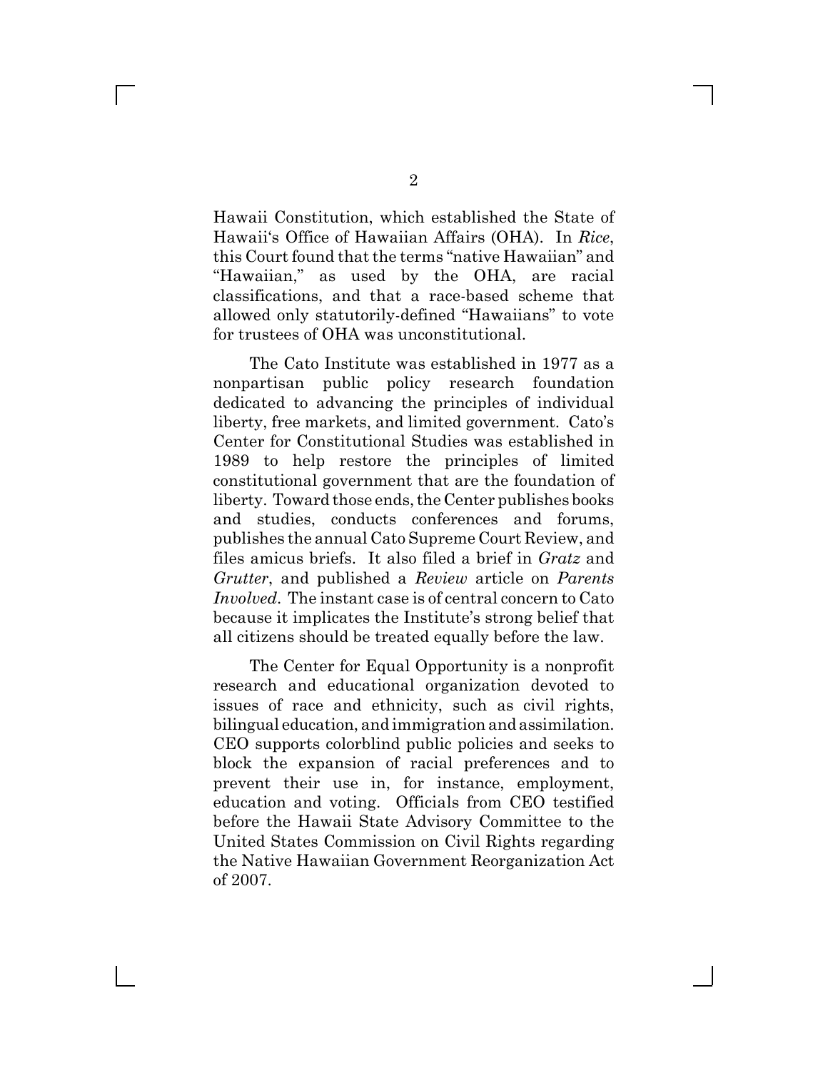Hawaii Constitution, which established the State of Hawaii's Office of Hawaiian Affairs (OHA). In *Rice*, this Court found that the terms "native Hawaiian" and "Hawaiian," as used by the OHA, are racial classifications, and that a race-based scheme that allowed only statutorily-defined "Hawaiians" to vote for trustees of OHA was unconstitutional.

The Cato Institute was established in 1977 as a nonpartisan public policy research foundation dedicated to advancing the principles of individual liberty, free markets, and limited government. Cato's Center for Constitutional Studies was established in 1989 to help restore the principles of limited constitutional government that are the foundation of liberty. Toward those ends, the Center publishes books and studies, conducts conferences and forums, publishes the annual Cato Supreme Court Review, and files amicus briefs. It also filed a brief in *Gratz* and *Grutter*, and published a *Review* article on *Parents Involved*. The instant case is of central concern to Cato because it implicates the Institute's strong belief that all citizens should be treated equally before the law.

The Center for Equal Opportunity is a nonprofit research and educational organization devoted to issues of race and ethnicity, such as civil rights, bilingual education, and immigration and assimilation. CEO supports colorblind public policies and seeks to block the expansion of racial preferences and to prevent their use in, for instance, employment, education and voting. Officials from CEO testified before the Hawaii State Advisory Committee to the United States Commission on Civil Rights regarding the Native Hawaiian Government Reorganization Act of 2007.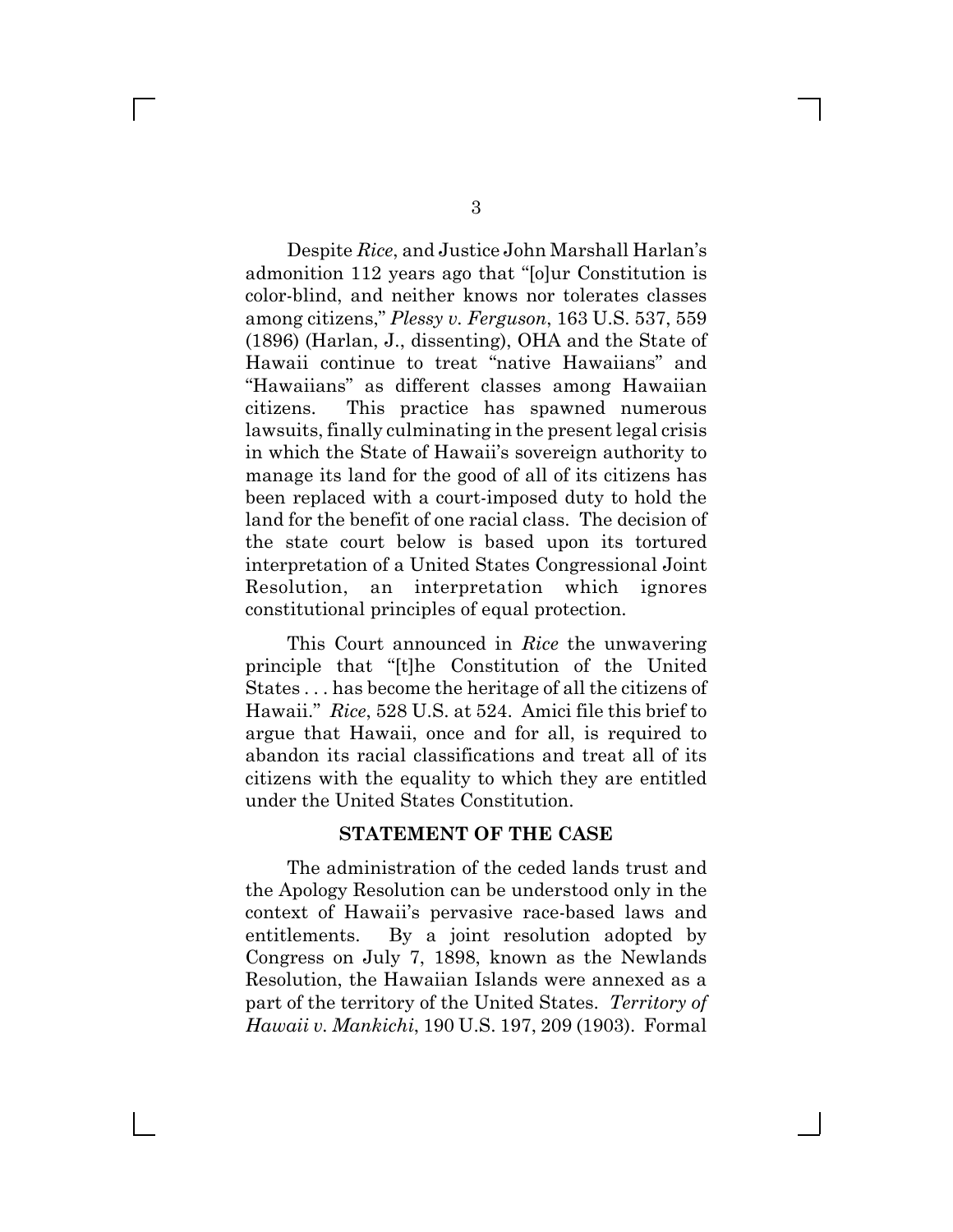Despite *Rice*, and Justice John Marshall Harlan's admonition 112 years ago that "[o]ur Constitution is color-blind, and neither knows nor tolerates classes among citizens," *Plessy v. Ferguson*, 163 U.S. 537, 559 (1896) (Harlan, J., dissenting), OHA and the State of Hawaii continue to treat "native Hawaiians" and "Hawaiians" as different classes among Hawaiian citizens. This practice has spawned numerous lawsuits, finally culminating in the present legal crisis in which the State of Hawaii's sovereign authority to manage its land for the good of all of its citizens has been replaced with a court-imposed duty to hold the land for the benefit of one racial class. The decision of the state court below is based upon its tortured interpretation of a United States Congressional Joint Resolution, an interpretation which ignores constitutional principles of equal protection.

This Court announced in *Rice* the unwavering principle that "[t]he Constitution of the United States . . . has become the heritage of all the citizens of Hawaii." *Rice*, 528 U.S. at 524. Amici file this brief to argue that Hawaii, once and for all, is required to abandon its racial classifications and treat all of its citizens with the equality to which they are entitled under the United States Constitution.

## STATEMENT OF THE CASE

The administration of the ceded lands trust and the Apology Resolution can be understood only in the context of Hawaii's pervasive race-based laws and entitlements. By a joint resolution adopted by Congress on July 7, 1898, known as the Newlands Resolution, the Hawaiian Islands were annexed as a part of the territory of the United States. *Territory of Hawaii v. Mankichi*, 190 U.S. 197, 209 (1903). Formal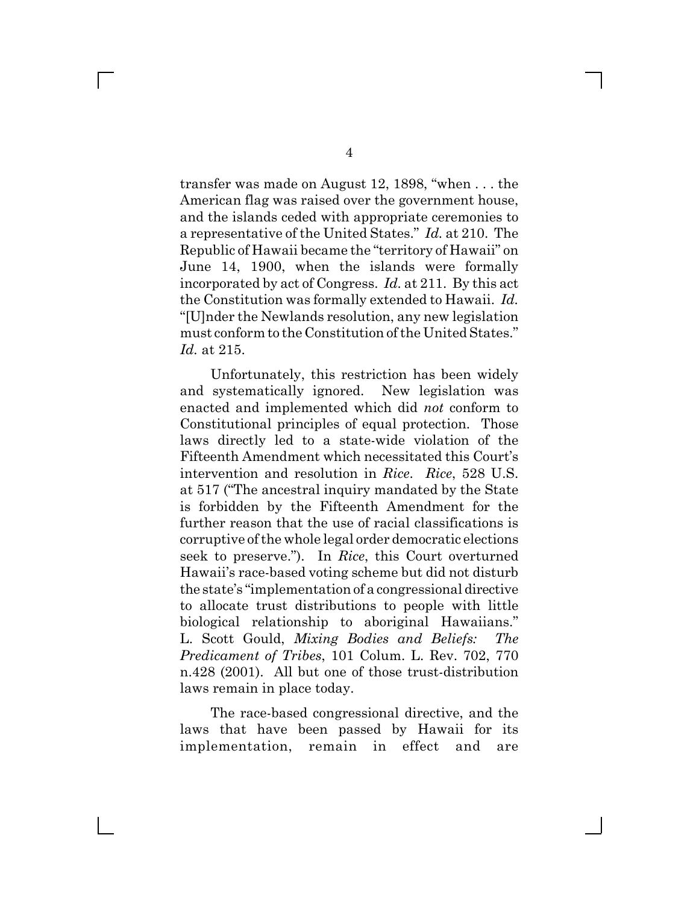transfer was made on August 12, 1898, "when . . . the American flag was raised over the government house, and the islands ceded with appropriate ceremonies to a representative of the United States." *Id.* at 210. The Republic of Hawaii became the "territory of Hawaii" on June 14, 1900, when the islands were formally incorporated by act of Congress. *Id.* at 211. By this act the Constitution was formally extended to Hawaii. *Id.* "[U]nder the Newlands resolution, any new legislation must conform to the Constitution of the United States." *Id.* at 215.

Unfortunately, this restriction has been widely and systematically ignored. New legislation was enacted and implemented which did *not* conform to Constitutional principles of equal protection. Those laws directly led to a state-wide violation of the Fifteenth Amendment which necessitated this Court's intervention and resolution in *Rice*. *Rice*, 528 U.S. at 517 ("The ancestral inquiry mandated by the State is forbidden by the Fifteenth Amendment for the further reason that the use of racial classifications is corruptive of the whole legal order democratic elections seek to preserve."). In *Rice*, this Court overturned Hawaii's race-based voting scheme but did not disturb the state's "implementation of a congressional directive to allocate trust distributions to people with little biological relationship to aboriginal Hawaiians." L. Scott Gould, *Mixing Bodies and Beliefs: The Predicament of Tribes*, 101 Colum. L. Rev. 702, 770 n.428 (2001). All but one of those trust-distribution laws remain in place today.

The race-based congressional directive, and the laws that have been passed by Hawaii for its implementation, remain in effect and are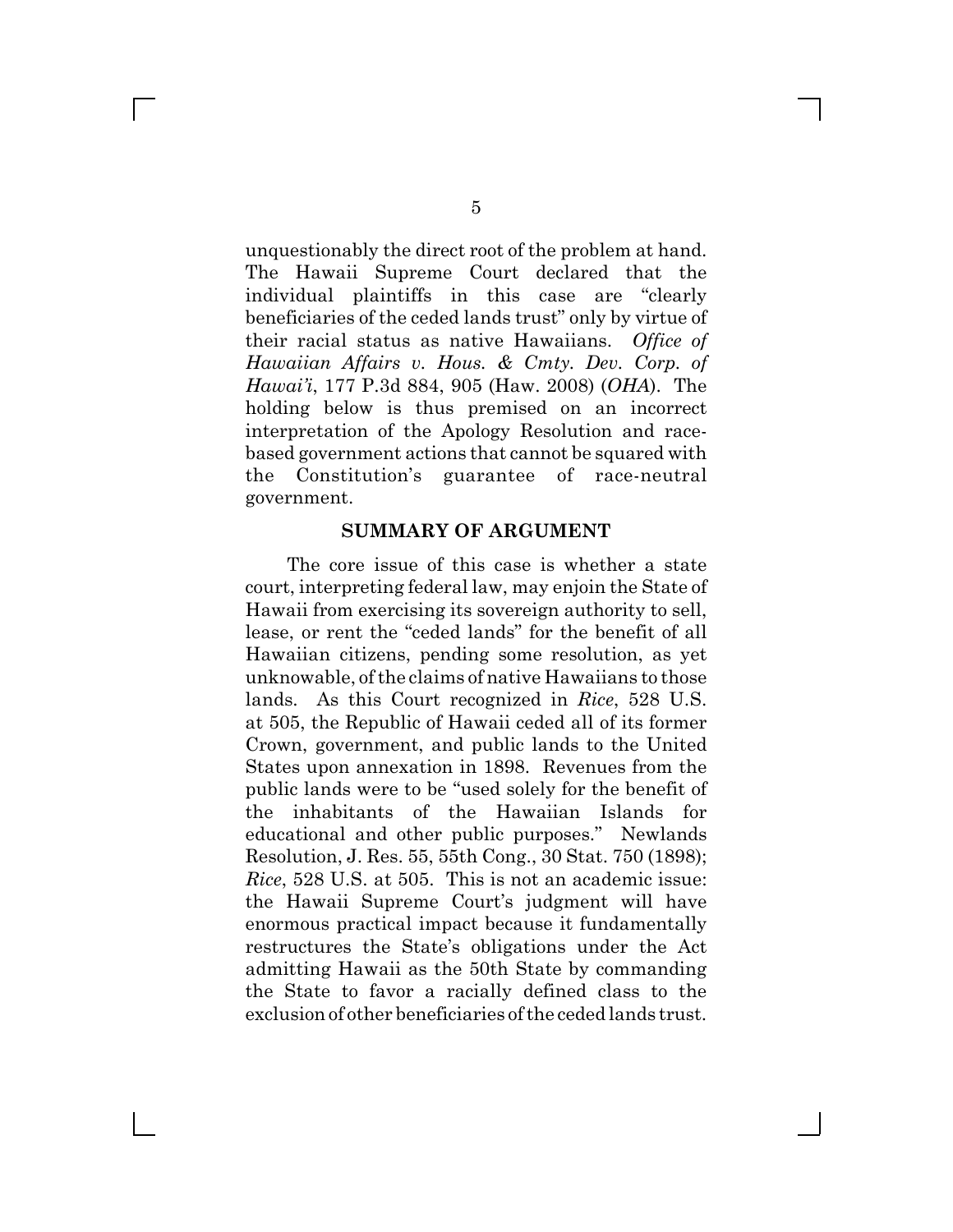unquestionably the direct root of the problem at hand. The Hawaii Supreme Court declared that the individual plaintiffs in this case are "clearly beneficiaries of the ceded lands trust" only by virtue of their racial status as native Hawaiians. *Office of Hawaiian Affairs v. Hous. & Cmty. Dev. Corp. of Hawai'i*, 177 P.3d 884, 905 (Haw. 2008) (*OHA*). The holding below is thus premised on an incorrect interpretation of the Apology Resolution and race-based government actions that cannot be squared with the Constitution's guarantee of race-neutral government.

## SUMMARY OF ARGUMENT

The core issue of this case is whether a state court, interpreting federal law, may enjoin the State of Hawaii from exercising its sovereign authority to sell, lease, or rent the "ceded lands" for the benefit of all Hawaiian citizens, pending some resolution, as yet unknowable, of the claims of native Hawaiians to those lands. As this Court recognized in *Rice*, 528 U.S. at 505, the Republic of Hawaii ceded all of its former Crown, government, and public lands to the United States upon annexation in 1898. Revenues from the public lands were to be "used solely for the benefit of the inhabitants of the Hawaiian Islands for educational and other public purposes." Newlands Resolution, J. Res. 55, 55th Cong., 30 Stat. 750 (1898); *Rice*, 528 U.S. at 505. This is not an academic issue: the Hawaii Supreme Court's judgment will have enormous practical impact because it fundamentally restructures the State's obligations under the Act admitting Hawaii as the 50th State by commanding the State to favor a racially defined class to the exclusion of other beneficiaries of the ceded lands trust.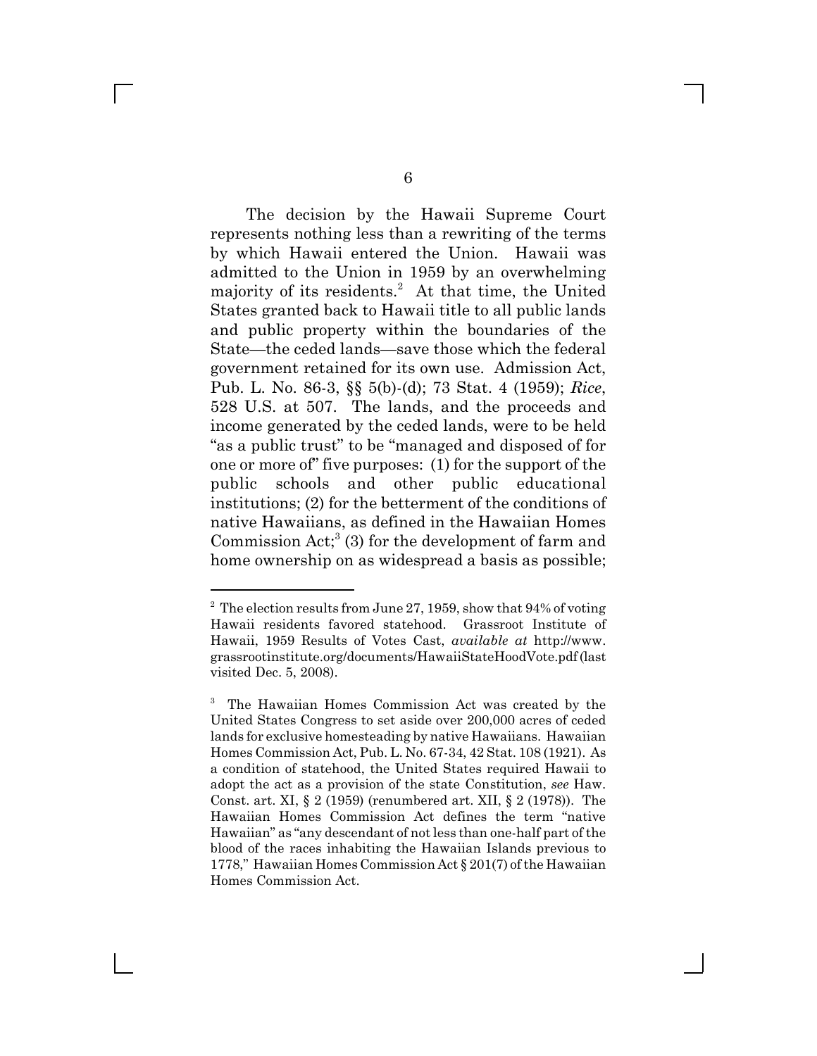The decision by the Hawaii Supreme Court represents nothing less than a rewriting of the terms by which Hawaii entered the Union. Hawaii was admitted to the Union in 1959 by an overwhelming majority of its residents.[2] At that time, the United States granted back to Hawaii title to all public lands and public property within the boundaries of the State—the ceded lands—save those which the federal government retained for its own use. Admission Act, Pub. L. No. 86-3, §§ 5(b)-(d); 73 Stat. 4 (1959); *Rice*, 528 U.S. at 507. The lands, and the proceeds and income generated by the ceded lands, were to be held "as a public trust" to be "managed and disposed of for one or more of" five purposes: (1) for the support of the public schools and other public educational institutions; (2) for the betterment of the conditions of native Hawaiians, as defined in the Hawaiian Homes Commission Act;[3] (3) for the development of farm and home ownership on as widespread a basis as possible;

---

[2] The election results from June 27, 1959, show that 94% of voting Hawaii residents favored statehood. Grassroot Institute of Hawaii, 1959 Results of Votes Cast, *available at* http://www.grassrootinstitute.org/documents/HawaiiStateHoodVote.pdf (last visited Dec. 5, 2008).

[3] The Hawaiian Homes Commission Act was created by the United States Congress to set aside over 200,000 acres of ceded lands for exclusive homesteading by native Hawaiians. Hawaiian Homes Commission Act, Pub. L. No. 67-34, 42 Stat. 108 (1921). As a condition of statehood, the United States required Hawaii to adopt the act as a provision of the state Constitution, *see* Haw. Const. art. XI, § 2 (1959) (renumbered art. XII, § 2 (1978)). The Hawaiian Homes Commission Act defines the term "native Hawaiian" as "any descendant of not less than one-half part of the blood of the races inhabiting the Hawaiian Islands previous to 1778," Hawaiian Homes Commission Act § 201(7) of the Hawaiian Homes Commission Act.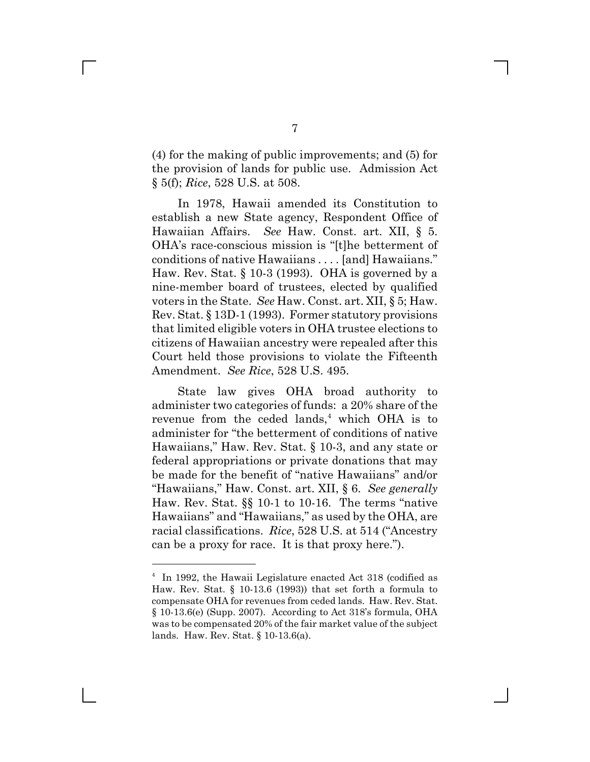(4) for the making of public improvements; and (5) for the provision of lands for public use. Admission Act § 5(f); *Rice*, 528 U.S. at 508.

In 1978, Hawaii amended its Constitution to establish a new State agency, Respondent Office of Hawaiian Affairs. *See* Haw. Const. art. XII, § 5. OHA's race-conscious mission is "[t]he betterment of conditions of native Hawaiians . . . . [and] Hawaiians." Haw. Rev. Stat. § 10-3 (1993). OHA is governed by a nine-member board of trustees, elected by qualified voters in the State. *See* Haw. Const. art. XII, § 5; Haw. Rev. Stat. § 13D-1 (1993). Former statutory provisions that limited eligible voters in OHA trustee elections to citizens of Hawaiian ancestry were repealed after this Court held those provisions to violate the Fifteenth Amendment. *See Rice*, 528 U.S. 495.

State law gives OHA broad authority to administer two categories of funds: a 20% share of the revenue from the ceded lands,[4] which OHA is to administer for "the betterment of conditions of native Hawaiians," Haw. Rev. Stat. § 10-3, and any state or federal appropriations or private donations that may be made for the benefit of "native Hawaiians" and/or "Hawaiians," Haw. Const. art. XII, § 6. *See generally* Haw. Rev. Stat. §§ 10-1 to 10-16. The terms "native Hawaiians" and "Hawaiians," as used by the OHA, are racial classifications. *Rice*, 528 U.S. at 514 ("Ancestry can be a proxy for race. It is that proxy here.").

---

[4] In 1992, the Hawaii Legislature enacted Act 318 (codified as Haw. Rev. Stat. § 10-13.6 (1993)) that set forth a formula to compensate OHA for revenues from ceded lands. Haw. Rev. Stat. § 10-13.6(e) (Supp. 2007). According to Act 318's formula, OHA was to be compensated 20% of the fair market value of the subject lands. Haw. Rev. Stat. § 10-13.6(a).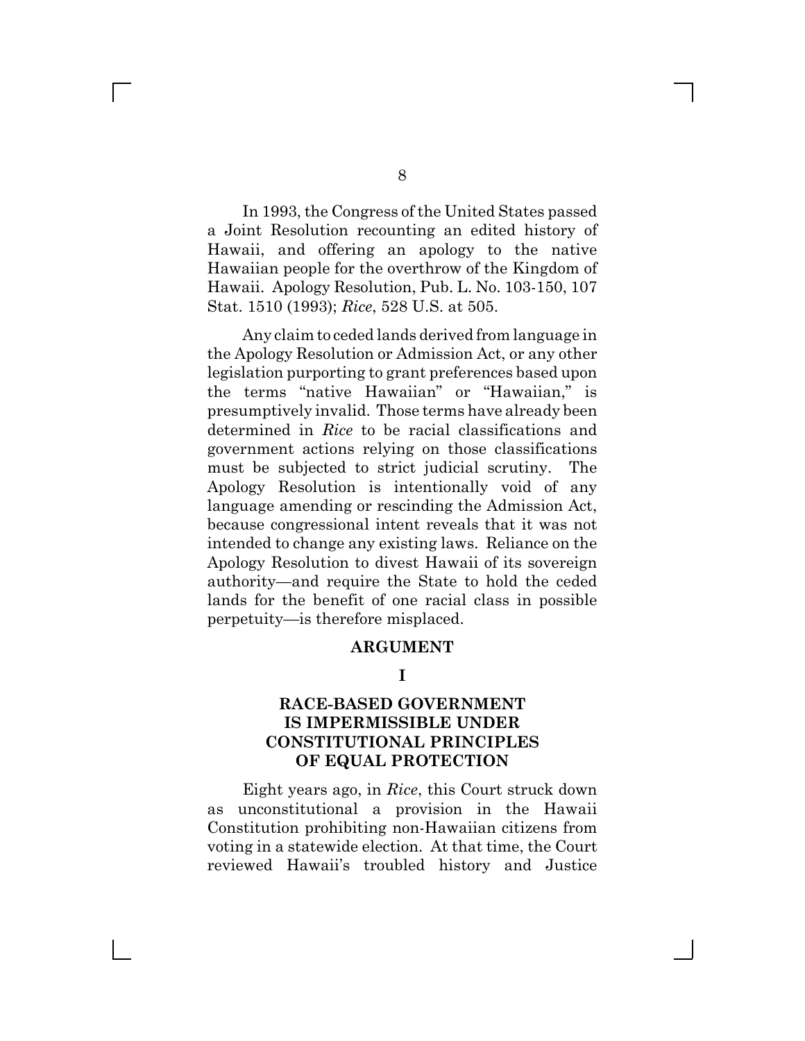In 1993, the Congress of the United States passed a Joint Resolution recounting an edited history of Hawaii, and offering an apology to the native Hawaiian people for the overthrow of the Kingdom of Hawaii. Apology Resolution, Pub. L. No. 103-150, 107 Stat. 1510 (1993); *Rice*, 528 U.S. at 505.

Any claim to ceded lands derived from language in the Apology Resolution or Admission Act, or any other legislation purporting to grant preferences based upon the terms "native Hawaiian" or "Hawaiian," is presumptively invalid. Those terms have already been determined in *Rice* to be racial classifications and government actions relying on those classifications must be subjected to strict judicial scrutiny. The Apology Resolution is intentionally void of any language amending or rescinding the Admission Act, because congressional intent reveals that it was not intended to change any existing laws. Reliance on the Apology Resolution to divest Hawaii of its sovereign authority—and require the State to hold the ceded lands for the benefit of one racial class in possible perpetuity—is therefore misplaced.

## ARGUMENT

### I

### RACE-BASED GOVERNMENT IS IMPERMISSIBLE UNDER CONSTITUTIONAL PRINCIPLES OF EQUAL PROTECTION

Eight years ago, in *Rice*, this Court struck down as unconstitutional a provision in the Hawaii Constitution prohibiting non-Hawaiian citizens from voting in a statewide election. At that time, the Court reviewed Hawaii's troubled history and Justice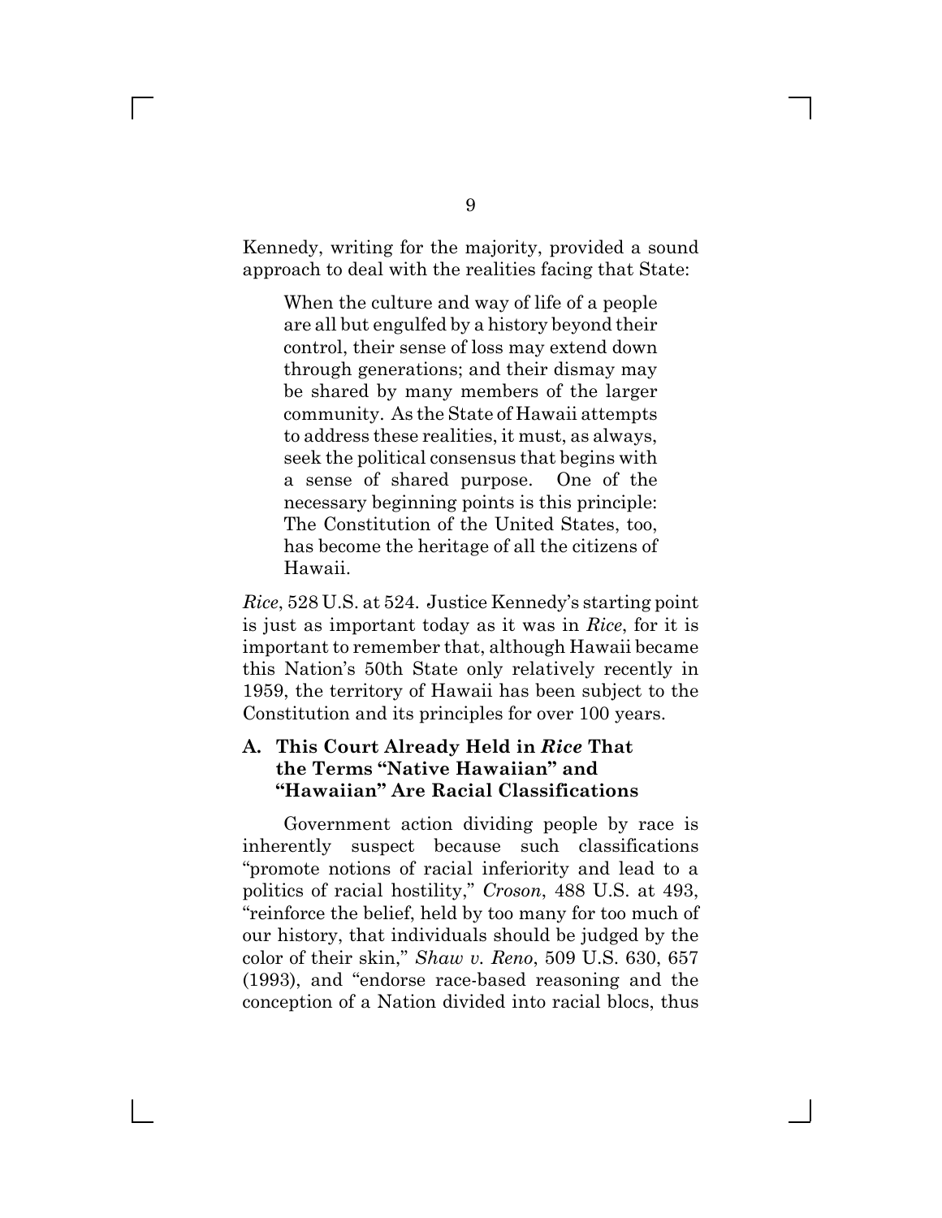Kennedy, writing for the majority, provided a sound approach to deal with the realities facing that State:

> When the culture and way of life of a people are all but engulfed by a history beyond their control, their sense of loss may extend down through generations; and their dismay may be shared by many members of the larger community. As the State of Hawaii attempts to address these realities, it must, as always, seek the political consensus that begins with a sense of shared purpose. One of the necessary beginning points is this principle: The Constitution of the United States, too, has become the heritage of all the citizens of Hawaii.

*Rice*, 528 U.S. at 524. Justice Kennedy's starting point is just as important today as it was in *Rice*, for it is important to remember that, although Hawaii became this Nation's 50th State only relatively recently in 1959, the territory of Hawaii has been subject to the Constitution and its principles for over 100 years.

### A. This Court Already Held in *Rice* That the Terms "Native Hawaiian" and "Hawaiian" Are Racial Classifications

Government action dividing people by race is inherently suspect because such classifications "promote notions of racial inferiority and lead to a politics of racial hostility," *Croson*, 488 U.S. at 493, "reinforce the belief, held by too many for too much of our history, that individuals should be judged by the color of their skin," *Shaw v. Reno*, 509 U.S. 630, 657 (1993), and "endorse race-based reasoning and the conception of a Nation divided into racial blocs, thus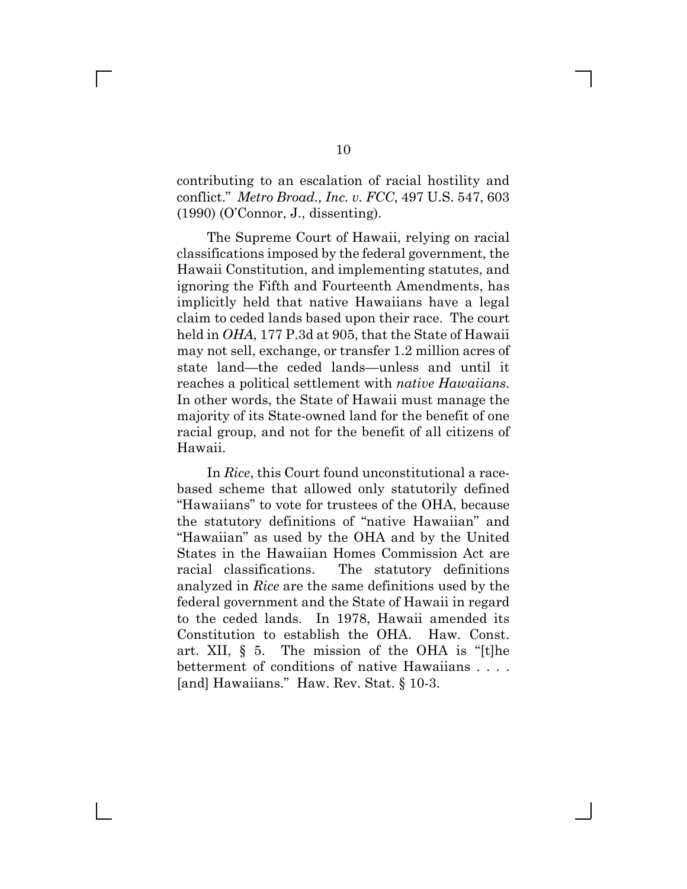contributing to an escalation of racial hostility and conflict." *Metro Broad., Inc. v. FCC*, 497 U.S. 547, 603 (1990) (O'Connor, J., dissenting).

The Supreme Court of Hawaii, relying on racial classifications imposed by the federal government, the Hawaii Constitution, and implementing statutes, and ignoring the Fifth and Fourteenth Amendments, has implicitly held that native Hawaiians have a legal claim to ceded lands based upon their race. The court held in *OHA*, 177 P.3d at 905, that the State of Hawaii may not sell, exchange, or transfer 1.2 million acres of state land—the ceded lands—unless and until it reaches a political settlement with *native Hawaiians*. In other words, the State of Hawaii must manage the majority of its State-owned land for the benefit of one racial group, and not for the benefit of all citizens of Hawaii.

In *Rice*, this Court found unconstitutional a race-based scheme that allowed only statutorily defined "Hawaiians" to vote for trustees of the OHA, because the statutory definitions of "native Hawaiian" and "Hawaiian" as used by the OHA and by the United States in the Hawaiian Homes Commission Act are racial classifications. The statutory definitions analyzed in *Rice* are the same definitions used by the federal government and the State of Hawaii in regard to the ceded lands. In 1978, Hawaii amended its Constitution to establish the OHA. Haw. Const. art. XII, § 5. The mission of the OHA is "[t]he betterment of conditions of native Hawaiians . . . . [and] Hawaiians." Haw. Rev. Stat. § 10-3.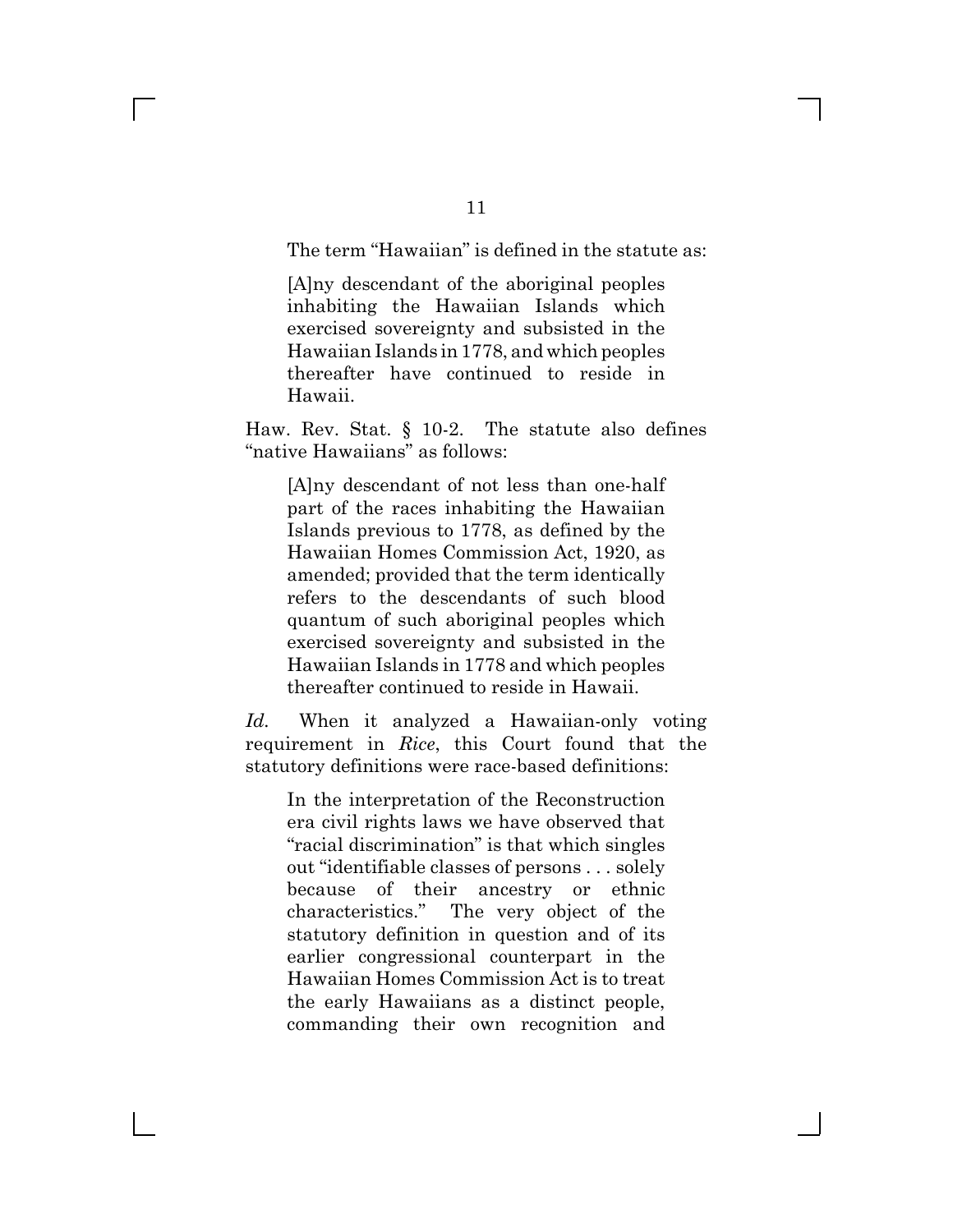The term "Hawaiian" is defined in the statute as:

> [A]ny descendant of the aboriginal peoples inhabiting the Hawaiian Islands which exercised sovereignty and subsisted in the Hawaiian Islands in 1778, and which peoples thereafter have continued to reside in Hawaii.

Haw. Rev. Stat. § 10-2. The statute also defines "native Hawaiians" as follows:

> [A]ny descendant of not less than one-half part of the races inhabiting the Hawaiian Islands previous to 1778, as defined by the Hawaiian Homes Commission Act, 1920, as amended; provided that the term identically refers to the descendants of such blood quantum of such aboriginal peoples which exercised sovereignty and subsisted in the Hawaiian Islands in 1778 and which peoples thereafter continued to reside in Hawaii.

*Id.* When it analyzed a Hawaiian-only voting requirement in *Rice*, this Court found that the statutory definitions were race-based definitions:

> In the interpretation of the Reconstruction era civil rights laws we have observed that "racial discrimination" is that which singles out "identifiable classes of persons . . . solely because of their ancestry or ethnic characteristics." The very object of the statutory definition in question and of its earlier congressional counterpart in the Hawaiian Homes Commission Act is to treat the early Hawaiians as a distinct people, commanding their own recognition and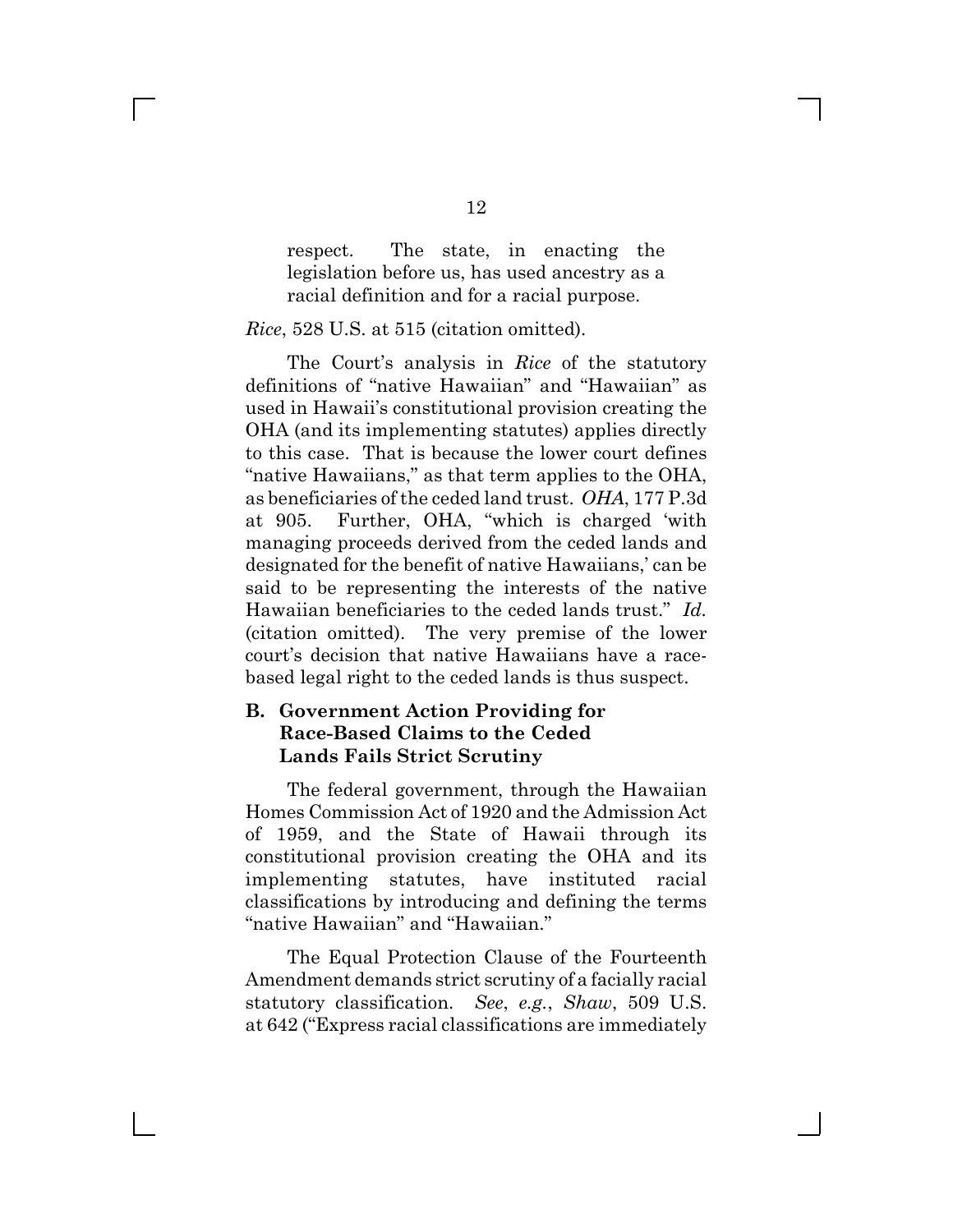> respect. The state, in enacting the legislation before us, has used ancestry as a racial definition and for a racial purpose.

*Rice*, 528 U.S. at 515 (citation omitted).

The Court's analysis in *Rice* of the statutory definitions of "native Hawaiian" and "Hawaiian" as used in Hawaii's constitutional provision creating the OHA (and its implementing statutes) applies directly to this case. That is because the lower court defines "native Hawaiians," as that term applies to the OHA, as beneficiaries of the ceded land trust. *OHA*, 177 P.3d at 905. Further, OHA, "which is charged 'with managing proceeds derived from the ceded lands and designated for the benefit of native Hawaiians,' can be said to be representing the interests of the native Hawaiian beneficiaries to the ceded lands trust." *Id.* (citation omitted). The very premise of the lower court's decision that native Hawaiians have a race-based legal right to the ceded lands is thus suspect.

### B. Government Action Providing for Race-Based Claims to the Ceded Lands Fails Strict Scrutiny

The federal government, through the Hawaiian Homes Commission Act of 1920 and the Admission Act of 1959, and the State of Hawaii through its constitutional provision creating the OHA and its implementing statutes, have instituted racial classifications by introducing and defining the terms "native Hawaiian" and "Hawaiian."

The Equal Protection Clause of the Fourteenth Amendment demands strict scrutiny of a facially racial statutory classification. *See*, *e.g.*, *Shaw*, 509 U.S. at 642 ("Express racial classifications are immediately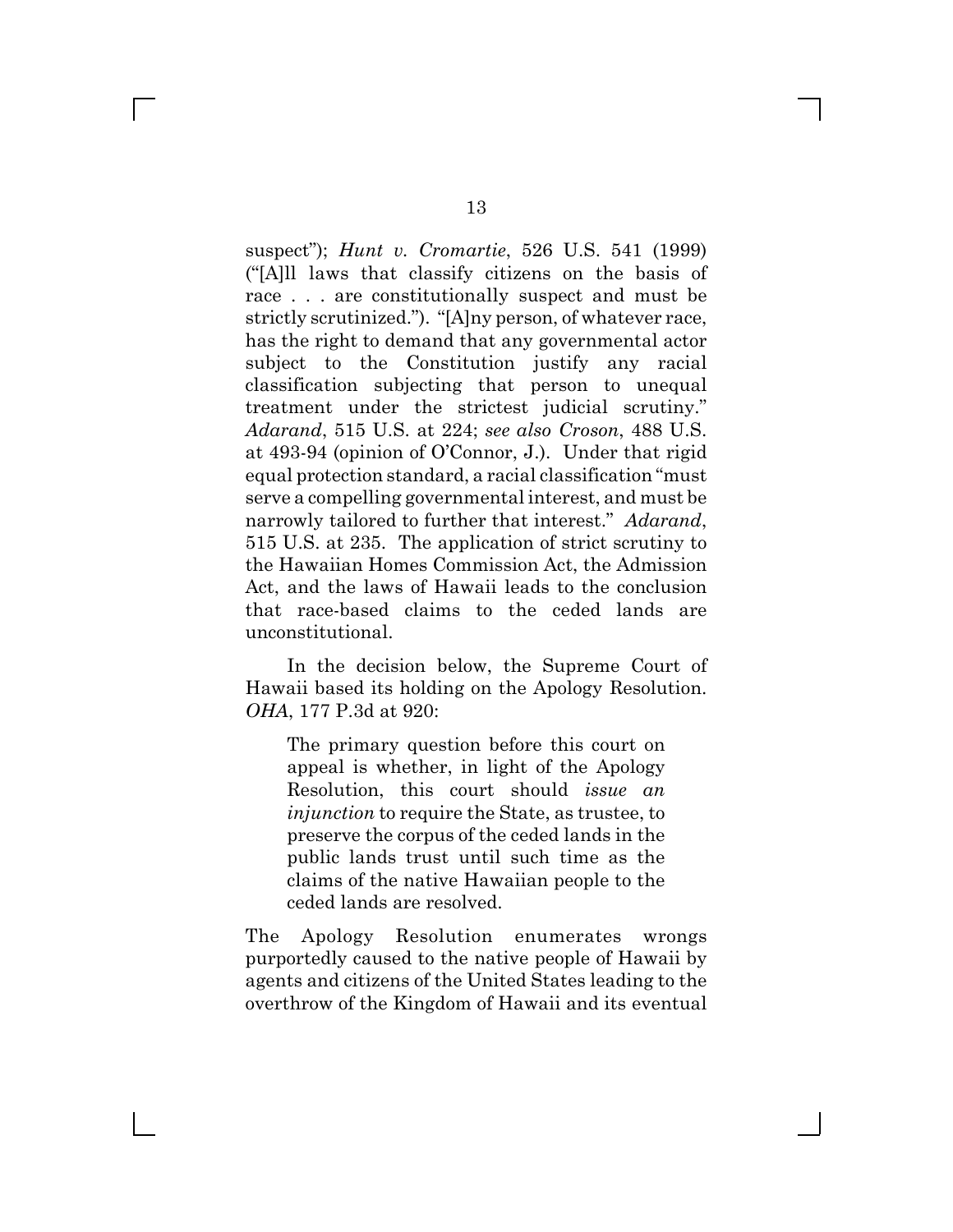suspect"); *Hunt v. Cromartie*, 526 U.S. 541 (1999) ("[A]ll laws that classify citizens on the basis of race . . . are constitutionally suspect and must be strictly scrutinized."). "[A]ny person, of whatever race, has the right to demand that any governmental actor subject to the Constitution justify any racial classification subjecting that person to unequal treatment under the strictest judicial scrutiny." *Adarand*, 515 U.S. at 224; *see also Croson*, 488 U.S. at 493-94 (opinion of O'Connor, J.). Under that rigid equal protection standard, a racial classification "must serve a compelling governmental interest, and must be narrowly tailored to further that interest." *Adarand*, 515 U.S. at 235. The application of strict scrutiny to the Hawaiian Homes Commission Act, the Admission Act, and the laws of Hawaii leads to the conclusion that race-based claims to the ceded lands are unconstitutional.

In the decision below, the Supreme Court of Hawaii based its holding on the Apology Resolution. *OHA*, 177 P.3d at 920:

> The primary question before this court on appeal is whether, in light of the Apology Resolution, this court should *issue an injunction* to require the State, as trustee, to preserve the corpus of the ceded lands in the public lands trust until such time as the claims of the native Hawaiian people to the ceded lands are resolved.

The Apology Resolution enumerates wrongs purportedly caused to the native people of Hawaii by agents and citizens of the United States leading to the overthrow of the Kingdom of Hawaii and its eventual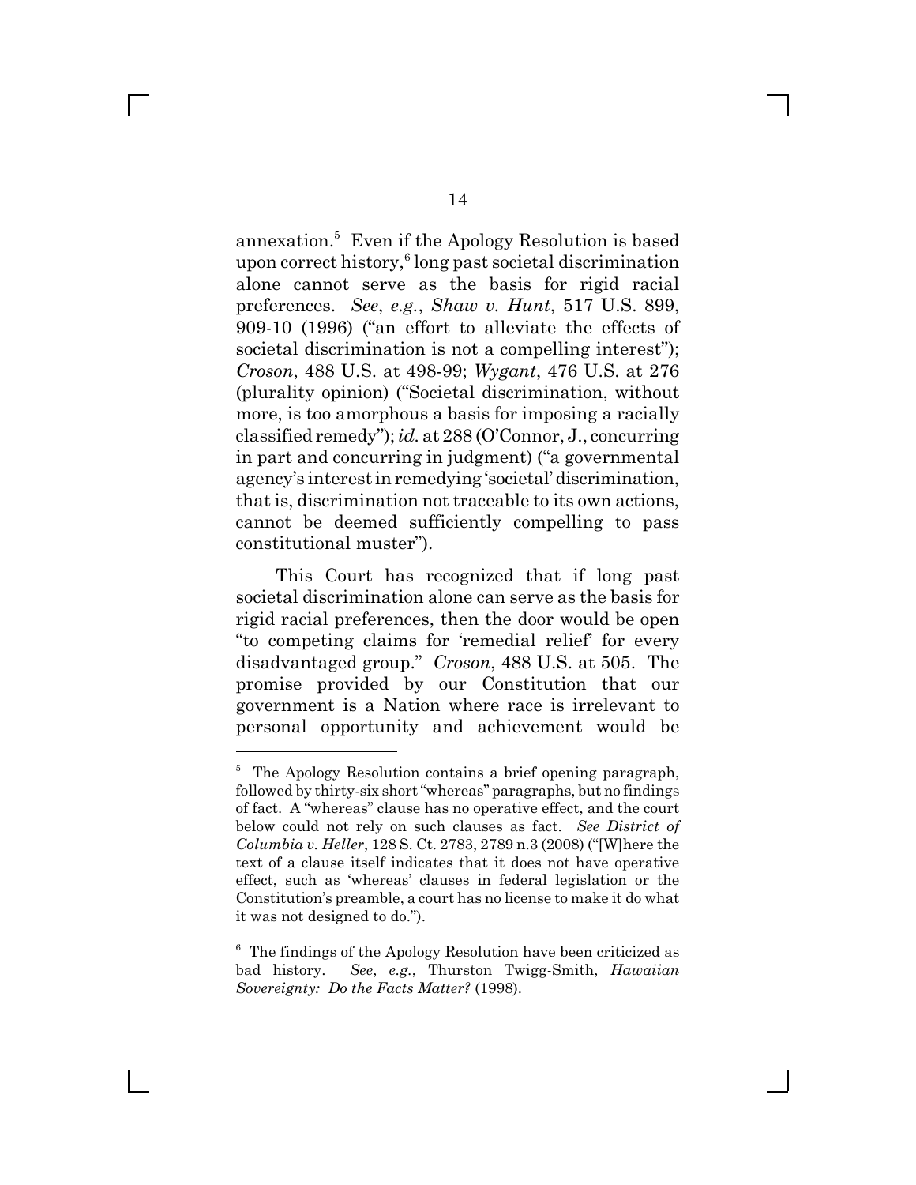annexation.[5] Even if the Apology Resolution is based upon correct history,[6] long past societal discrimination alone cannot serve as the basis for rigid racial preferences. *See*, *e.g.*, *Shaw v. Hunt*, 517 U.S. 899, 909-10 (1996) ("an effort to alleviate the effects of societal discrimination is not a compelling interest"); *Croson*, 488 U.S. at 498-99; *Wygant*, 476 U.S. at 276 (plurality opinion) ("Societal discrimination, without more, is too amorphous a basis for imposing a racially classified remedy"); *id.* at 288 (O'Connor, J., concurring in part and concurring in judgment) ("a governmental agency's interest in remedying 'societal' discrimination, that is, discrimination not traceable to its own actions, cannot be deemed sufficiently compelling to pass constitutional muster").

This Court has recognized that if long past societal discrimination alone can serve as the basis for rigid racial preferences, then the door would be open "to competing claims for 'remedial relief' for every disadvantaged group." *Croson*, 488 U.S. at 505. The promise provided by our Constitution that our government is a Nation where race is irrelevant to personal opportunity and achievement would be

---

[5] The Apology Resolution contains a brief opening paragraph, followed by thirty-six short "whereas" paragraphs, but no findings of fact. A "whereas" clause has no operative effect, and the court below could not rely on such clauses as fact. *See District of Columbia v. Heller*, 128 S. Ct. 2783, 2789 n.3 (2008) ("[W]here the text of a clause itself indicates that it does not have operative effect, such as 'whereas' clauses in federal legislation or the Constitution's preamble, a court has no license to make it do what it was not designed to do.").

[6] The findings of the Apology Resolution have been criticized as bad history. *See*, *e.g.*, Thurston Twigg-Smith, *Hawaiian Sovereignty: Do the Facts Matter?* (1998).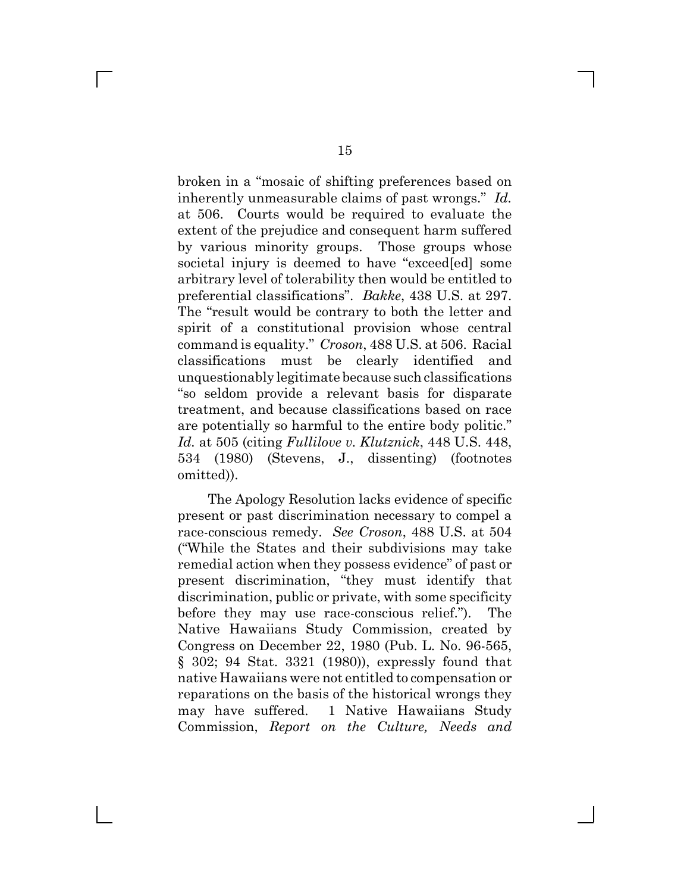broken in a "mosaic of shifting preferences based on inherently unmeasurable claims of past wrongs." *Id.* at 506. Courts would be required to evaluate the extent of the prejudice and consequent harm suffered by various minority groups. Those groups whose societal injury is deemed to have "exceed[ed] some arbitrary level of tolerability then would be entitled to preferential classifications". *Bakke*, 438 U.S. at 297. The "result would be contrary to both the letter and spirit of a constitutional provision whose central command is equality." *Croson*, 488 U.S. at 506. Racial classifications must be clearly identified and unquestionably legitimate because such classifications "so seldom provide a relevant basis for disparate treatment, and because classifications based on race are potentially so harmful to the entire body politic." *Id.* at 505 (citing *Fullilove v. Klutznick*, 448 U.S. 448, 534 (1980) (Stevens, J., dissenting) (footnotes omitted)).

The Apology Resolution lacks evidence of specific present or past discrimination necessary to compel a race-conscious remedy. *See Croson*, 488 U.S. at 504 ("While the States and their subdivisions may take remedial action when they possess evidence" of past or present discrimination, "they must identify that discrimination, public or private, with some specificity before they may use race-conscious relief."). The Native Hawaiians Study Commission, created by Congress on December 22, 1980 (Pub. L. No. 96-565, § 302; 94 Stat. 3321 (1980)), expressly found that native Hawaiians were not entitled to compensation or reparations on the basis of the historical wrongs they may have suffered. 1 Native Hawaiians Study Commission, *Report on the Culture, Needs and*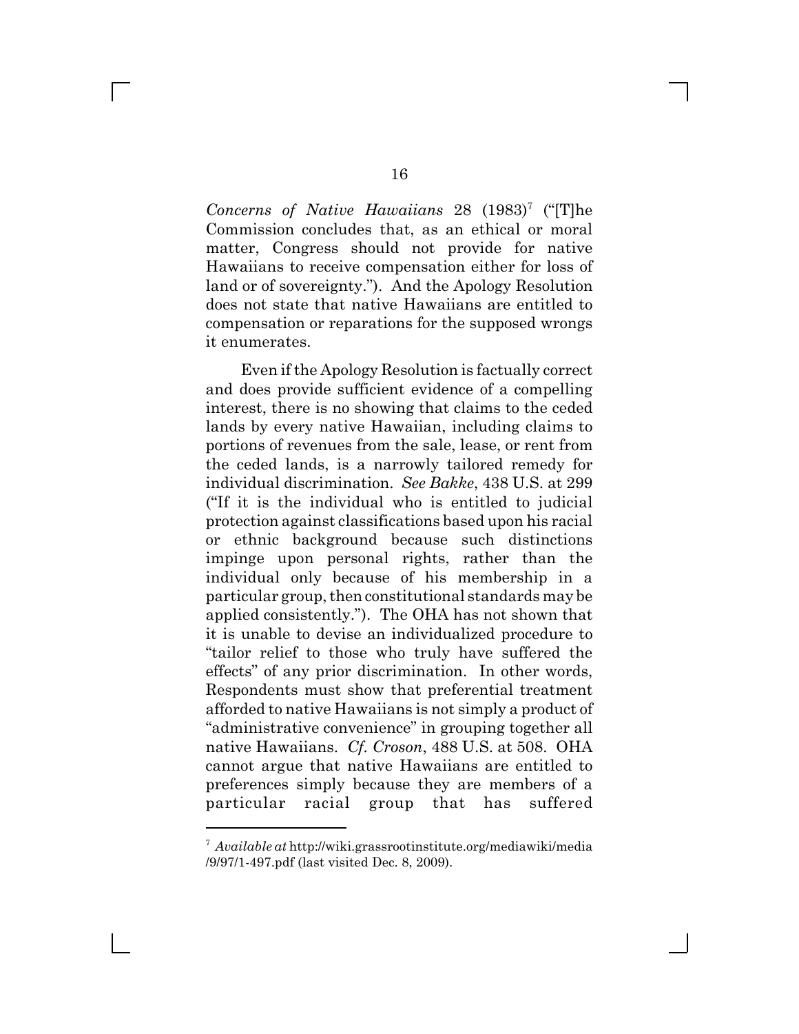*Concerns of Native Hawaiians* 28 (1983)[7] ("[T]he Commission concludes that, as an ethical or moral matter, Congress should not provide for native Hawaiians to receive compensation either for loss of land or of sovereignty."). And the Apology Resolution does not state that native Hawaiians are entitled to compensation or reparations for the supposed wrongs it enumerates.

Even if the Apology Resolution is factually correct and does provide sufficient evidence of a compelling interest, there is no showing that claims to the ceded lands by every native Hawaiian, including claims to portions of revenues from the sale, lease, or rent from the ceded lands, is a narrowly tailored remedy for individual discrimination. *See Bakke*, 438 U.S. at 299 ("If it is the individual who is entitled to judicial protection against classifications based upon his racial or ethnic background because such distinctions impinge upon personal rights, rather than the individual only because of his membership in a particular group, then constitutional standards may be applied consistently."). The OHA has not shown that it is unable to devise an individualized procedure to "tailor relief to those who truly have suffered the effects" of any prior discrimination. In other words, Respondents must show that preferential treatment afforded to native Hawaiians is not simply a product of "administrative convenience" in grouping together all native Hawaiians. *Cf. Croson*, 488 U.S. at 508. OHA cannot argue that native Hawaiians are entitled to preferences simply because they are members of a particular racial group that has suffered

---

[7] *Available at* http://wiki.grassrootinstitute.org/mediawiki/media/9/97/1-497.pdf (last visited Dec. 8, 2009).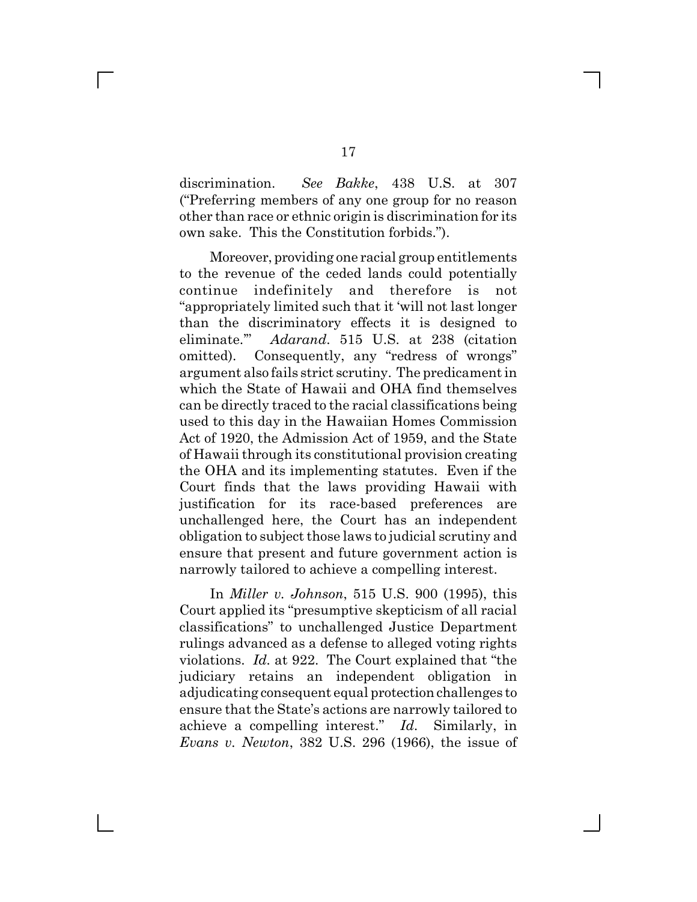discrimination. *See Bakke*, 438 U.S. at 307 ("Preferring members of any one group for no reason other than race or ethnic origin is discrimination for its own sake. This the Constitution forbids.").

Moreover, providing one racial group entitlements to the revenue of the ceded lands could potentially continue indefinitely and therefore is not "appropriately limited such that it 'will not last longer than the discriminatory effects it is designed to eliminate.'" *Adarand*. 515 U.S. at 238 (citation omitted). Consequently, any "redress of wrongs" argument also fails strict scrutiny. The predicament in which the State of Hawaii and OHA find themselves can be directly traced to the racial classifications being used to this day in the Hawaiian Homes Commission Act of 1920, the Admission Act of 1959, and the State of Hawaii through its constitutional provision creating the OHA and its implementing statutes. Even if the Court finds that the laws providing Hawaii with justification for its race-based preferences are unchallenged here, the Court has an independent obligation to subject those laws to judicial scrutiny and ensure that present and future government action is narrowly tailored to achieve a compelling interest.

In *Miller v. Johnson*, 515 U.S. 900 (1995), this Court applied its "presumptive skepticism of all racial classifications" to unchallenged Justice Department rulings advanced as a defense to alleged voting rights violations. *Id.* at 922. The Court explained that "the judiciary retains an independent obligation in adjudicating consequent equal protection challenges to ensure that the State's actions are narrowly tailored to achieve a compelling interest." *Id.* Similarly, in *Evans v. Newton*, 382 U.S. 296 (1966), the issue of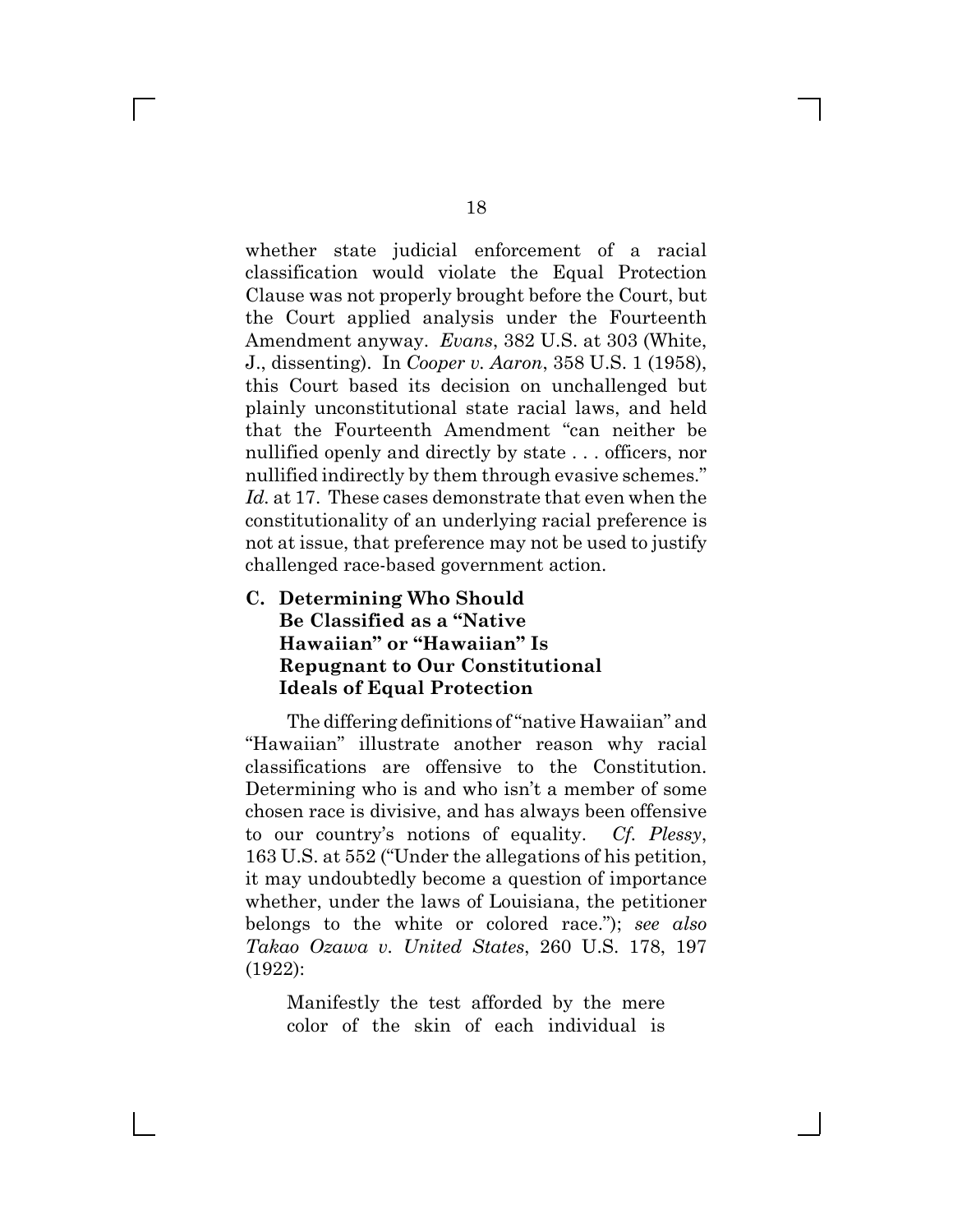whether state judicial enforcement of a racial classification would violate the Equal Protection Clause was not properly brought before the Court, but the Court applied analysis under the Fourteenth Amendment anyway. *Evans*, 382 U.S. at 303 (White, J., dissenting). In *Cooper v. Aaron*, 358 U.S. 1 (1958), this Court based its decision on unchallenged but plainly unconstitutional state racial laws, and held that the Fourteenth Amendment "can neither be nullified openly and directly by state . . . officers, nor nullified indirectly by them through evasive schemes." *Id.* at 17. These cases demonstrate that even when the constitutionality of an underlying racial preference is not at issue, that preference may not be used to justify challenged race-based government action.

### C. Determining Who Should Be Classified as a "Native Hawaiian" or "Hawaiian" Is Repugnant to Our Constitutional Ideals of Equal Protection

The differing definitions of "native Hawaiian" and "Hawaiian" illustrate another reason why racial classifications are offensive to the Constitution. Determining who is and who isn't a member of some chosen race is divisive, and has always been offensive to our country's notions of equality. *Cf. Plessy*, 163 U.S. at 552 ("Under the allegations of his petition, it may undoubtedly become a question of importance whether, under the laws of Louisiana, the petitioner belongs to the white or colored race."); *see also Takao Ozawa v. United States*, 260 U.S. 178, 197 (1922):

> Manifestly the test afforded by the mere color of the skin of each individual is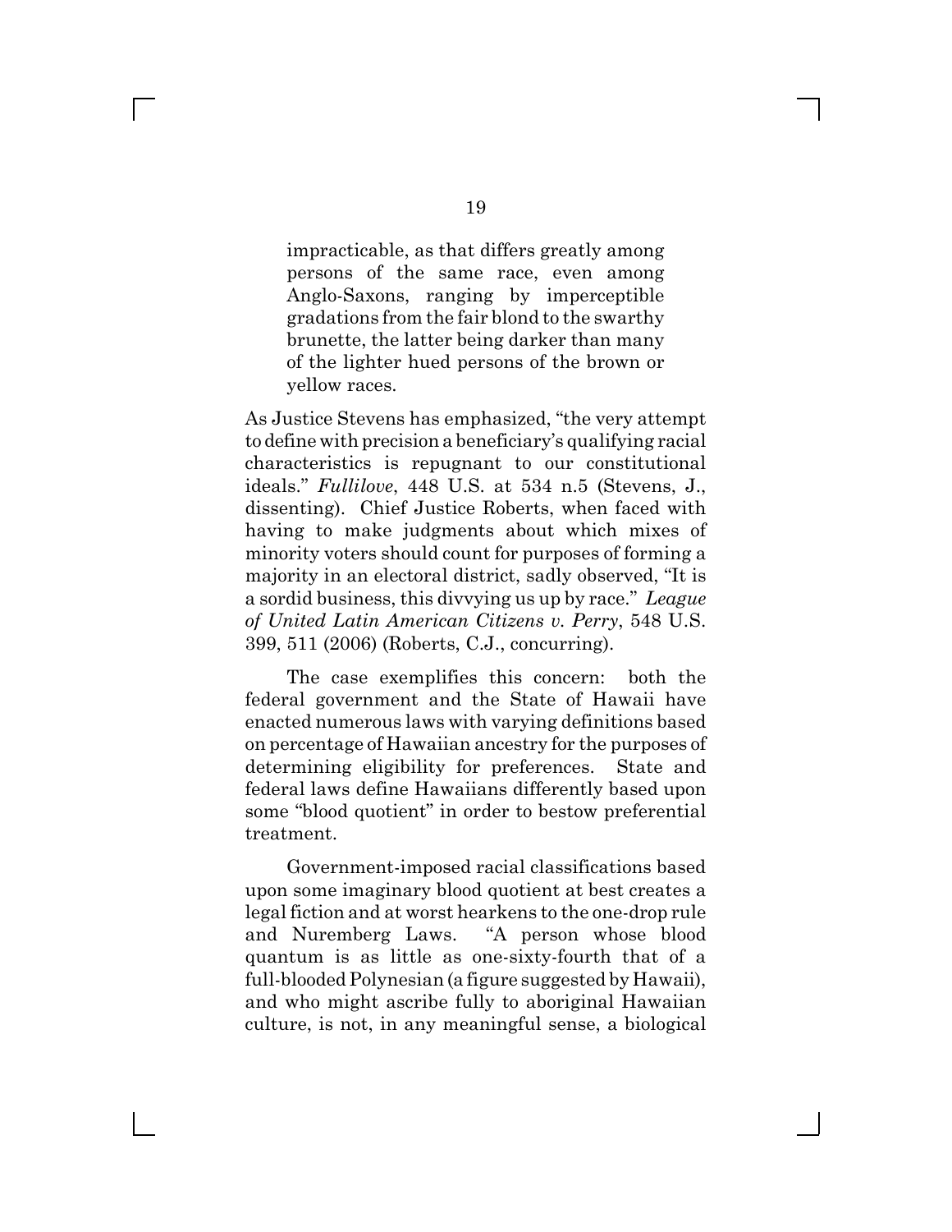> impracticable, as that differs greatly among persons of the same race, even among Anglo-Saxons, ranging by imperceptible gradations from the fair blond to the swarthy brunette, the latter being darker than many of the lighter hued persons of the brown or yellow races.

As Justice Stevens has emphasized, "the very attempt to define with precision a beneficiary's qualifying racial characteristics is repugnant to our constitutional ideals." *Fullilove*, 448 U.S. at 534 n.5 (Stevens, J., dissenting). Chief Justice Roberts, when faced with having to make judgments about which mixes of minority voters should count for purposes of forming a majority in an electoral district, sadly observed, "It is a sordid business, this divvying us up by race." *League of United Latin American Citizens v. Perry*, 548 U.S. 399, 511 (2006) (Roberts, C.J., concurring).

The case exemplifies this concern: both the federal government and the State of Hawaii have enacted numerous laws with varying definitions based on percentage of Hawaiian ancestry for the purposes of determining eligibility for preferences. State and federal laws define Hawaiians differently based upon some "blood quotient" in order to bestow preferential treatment.

Government-imposed racial classifications based upon some imaginary blood quotient at best creates a legal fiction and at worst hearkens to the one-drop rule and Nuremberg Laws. "A person whose blood quantum is as little as one-sixty-fourth that of a full-blooded Polynesian (a figure suggested by Hawaii), and who might ascribe fully to aboriginal Hawaiian culture, is not, in any meaningful sense, a biological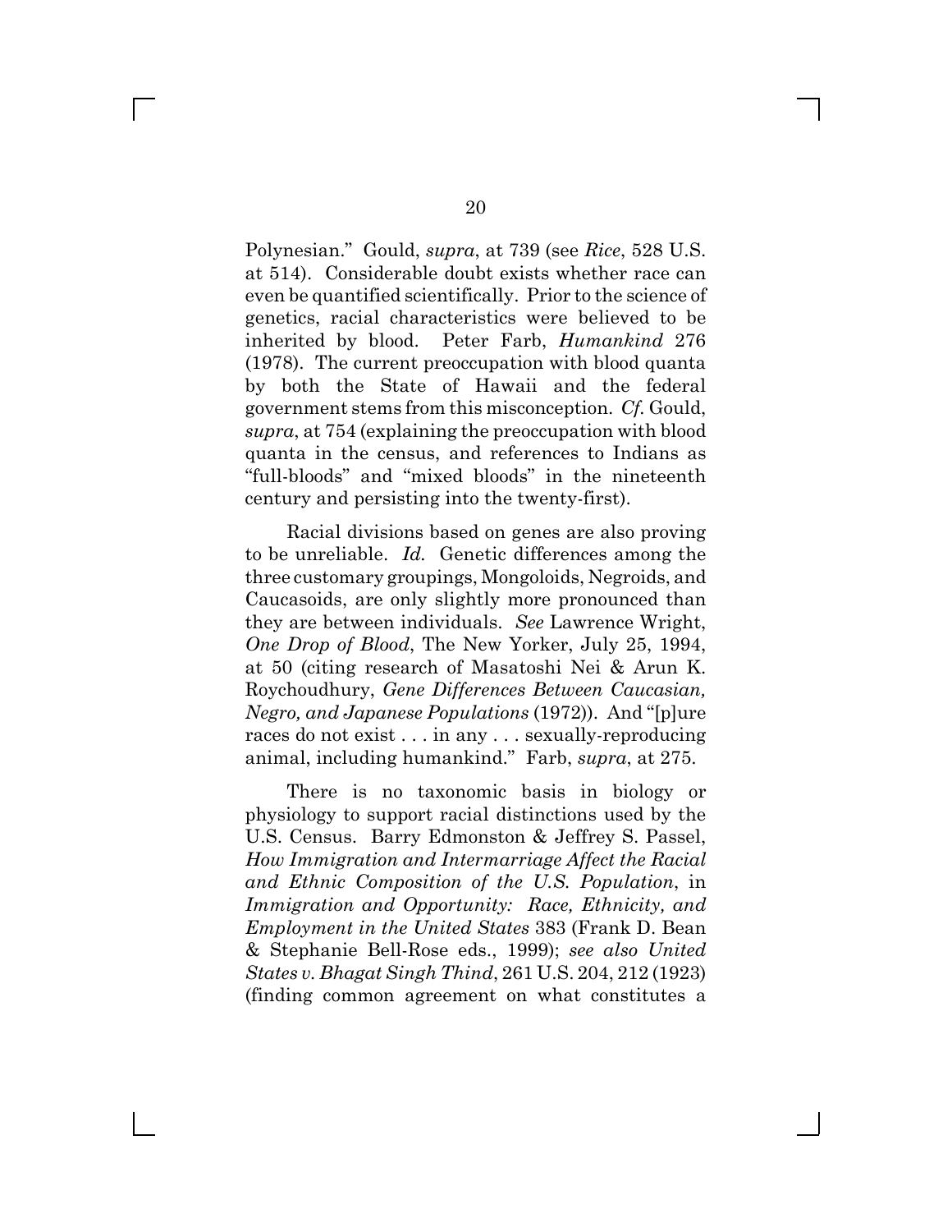Polynesian." Gould, *supra*, at 739 (see *Rice*, 528 U.S. at 514). Considerable doubt exists whether race can even be quantified scientifically. Prior to the science of genetics, racial characteristics were believed to be inherited by blood. Peter Farb, *Humankind* 276 (1978). The current preoccupation with blood quanta by both the State of Hawaii and the federal government stems from this misconception. *Cf.* Gould, *supra*, at 754 (explaining the preoccupation with blood quanta in the census, and references to Indians as "full-bloods" and "mixed bloods" in the nineteenth century and persisting into the twenty-first).

Racial divisions based on genes are also proving to be unreliable. *Id.* Genetic differences among the three customary groupings, Mongoloids, Negroids, and Caucasoids, are only slightly more pronounced than they are between individuals. *See* Lawrence Wright, *One Drop of Blood*, The New Yorker, July 25, 1994, at 50 (citing research of Masatoshi Nei & Arun K. Roychoudhury, *Gene Differences Between Caucasian, Negro, and Japanese Populations* (1972)). And "[p]ure races do not exist . . . in any . . . sexually-reproducing animal, including humankind." Farb, *supra*, at 275.

There is no taxonomic basis in biology or physiology to support racial distinctions used by the U.S. Census. Barry Edmonston & Jeffrey S. Passel, *How Immigration and Intermarriage Affect the Racial and Ethnic Composition of the U.S. Population*, in *Immigration and Opportunity: Race, Ethnicity, and Employment in the United States* 383 (Frank D. Bean & Stephanie Bell-Rose eds., 1999); *see also United States v. Bhagat Singh Thind*, 261 U.S. 204, 212 (1923) (finding common agreement on what constitutes a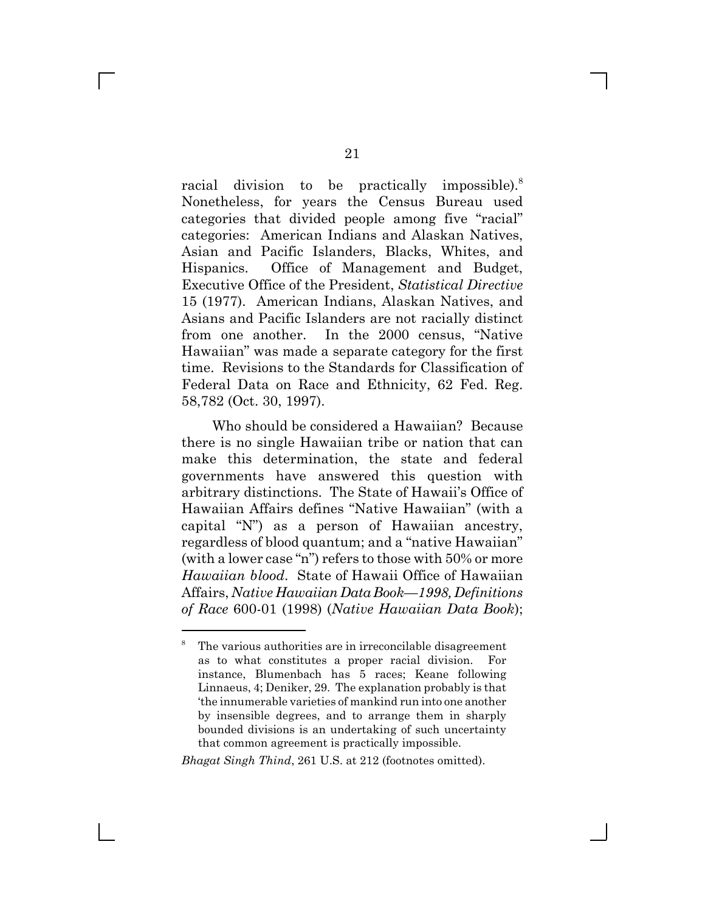racial division to be practically impossible).[8] Nonetheless, for years the Census Bureau used categories that divided people among five "racial" categories: American Indians and Alaskan Natives, Asian and Pacific Islanders, Blacks, Whites, and Hispanics. Office of Management and Budget, Executive Office of the President, *Statistical Directive* 15 (1977). American Indians, Alaskan Natives, and Asians and Pacific Islanders are not racially distinct from one another. In the 2000 census, "Native Hawaiian" was made a separate category for the first time. Revisions to the Standards for Classification of Federal Data on Race and Ethnicity, 62 Fed. Reg. 58,782 (Oct. 30, 1997).

Who should be considered a Hawaiian? Because there is no single Hawaiian tribe or nation that can make this determination, the state and federal governments have answered this question with arbitrary distinctions. The State of Hawaii's Office of Hawaiian Affairs defines "Native Hawaiian" (with a capital "N") as a person of Hawaiian ancestry, regardless of blood quantum; and a "native Hawaiian" (with a lower case "n") refers to those with 50% or more *Hawaiian blood*. State of Hawaii Office of Hawaiian Affairs, *Native Hawaiian Data Book—1998, Definitions of Race* 600-01 (1998) (*Native Hawaiian Data Book*);

---

[8] The various authorities are in irreconcilable disagreement as to what constitutes a proper racial division. For instance, Blumenbach has 5 races; Keane following Linnaeus, 4; Deniker, 29. The explanation probably is that 'the innumerable varieties of mankind run into one another by insensible degrees, and to arrange them in sharply bounded divisions is an undertaking of such uncertainty that common agreement is practically impossible.

*Bhagat Singh Thind*, 261 U.S. at 212 (footnotes omitted).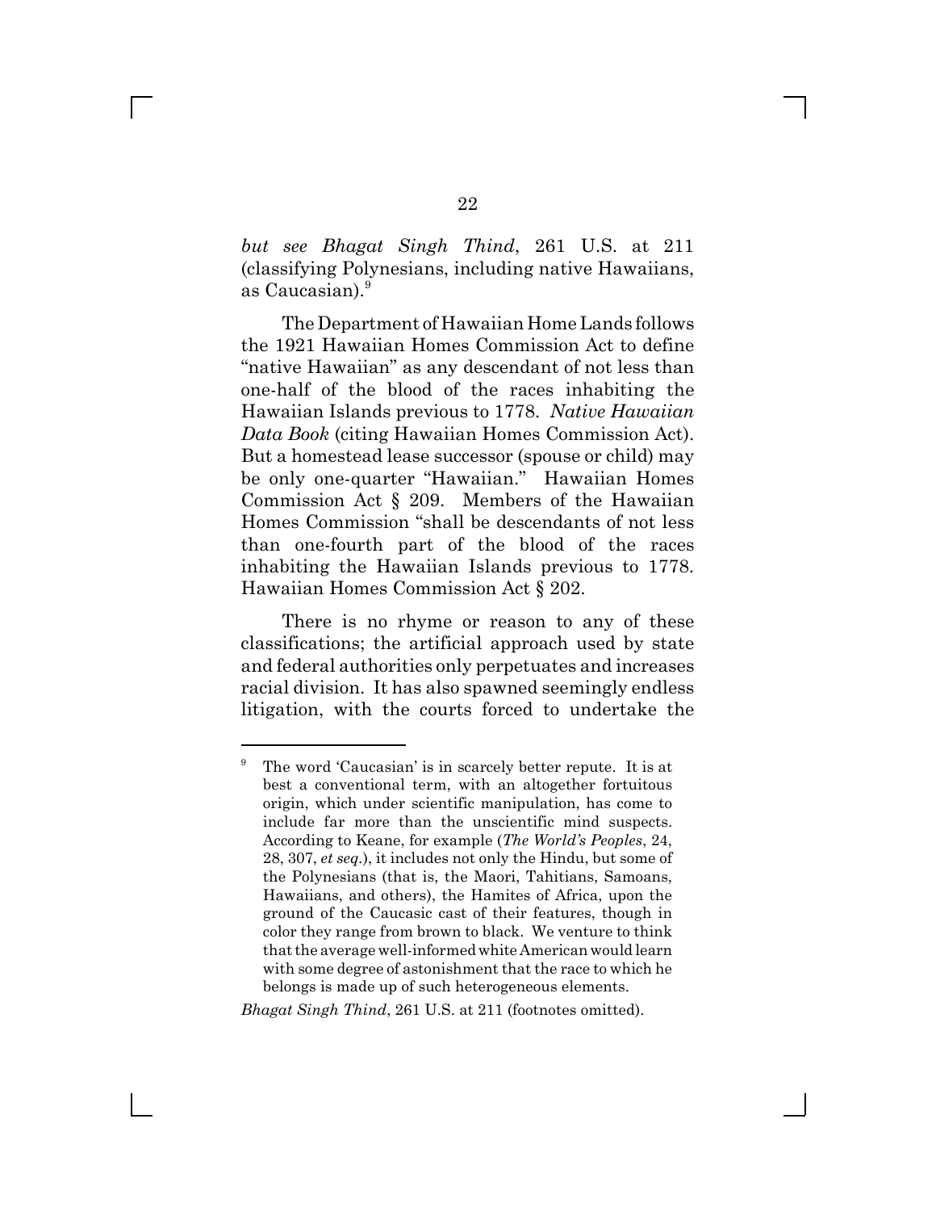*but see Bhagat Singh Thind*, 261 U.S. at 211 (classifying Polynesians, including native Hawaiians, as Caucasian).[9]

The Department of Hawaiian Home Lands follows the 1921 Hawaiian Homes Commission Act to define "native Hawaiian" as any descendant of not less than one-half of the blood of the races inhabiting the Hawaiian Islands previous to 1778. *Native Hawaiian Data Book* (citing Hawaiian Homes Commission Act). But a homestead lease successor (spouse or child) may be only one-quarter "Hawaiian." Hawaiian Homes Commission Act § 209. Members of the Hawaiian Homes Commission "shall be descendants of not less than one-fourth part of the blood of the races inhabiting the Hawaiian Islands previous to 1778. Hawaiian Homes Commission Act § 202.

There is no rhyme or reason to any of these classifications; the artificial approach used by state and federal authorities only perpetuates and increases racial division. It has also spawned seemingly endless litigation, with the courts forced to undertake the

---

[9] The word 'Caucasian' is in scarcely better repute. It is at best a conventional term, with an altogether fortuitous origin, which under scientific manipulation, has come to include far more than the unscientific mind suspects. According to Keane, for example (*The World's Peoples*, 24, 28, 307, *et seq.*), it includes not only the Hindu, but some of the Polynesians (that is, the Maori, Tahitians, Samoans, Hawaiians, and others), the Hamites of Africa, upon the ground of the Caucasic cast of their features, though in color they range from brown to black. We venture to think that the average well-informed white American would learn with some degree of astonishment that the race to which he belongs is made up of such heterogeneous elements.

*Bhagat Singh Thind*, 261 U.S. at 211 (footnotes omitted).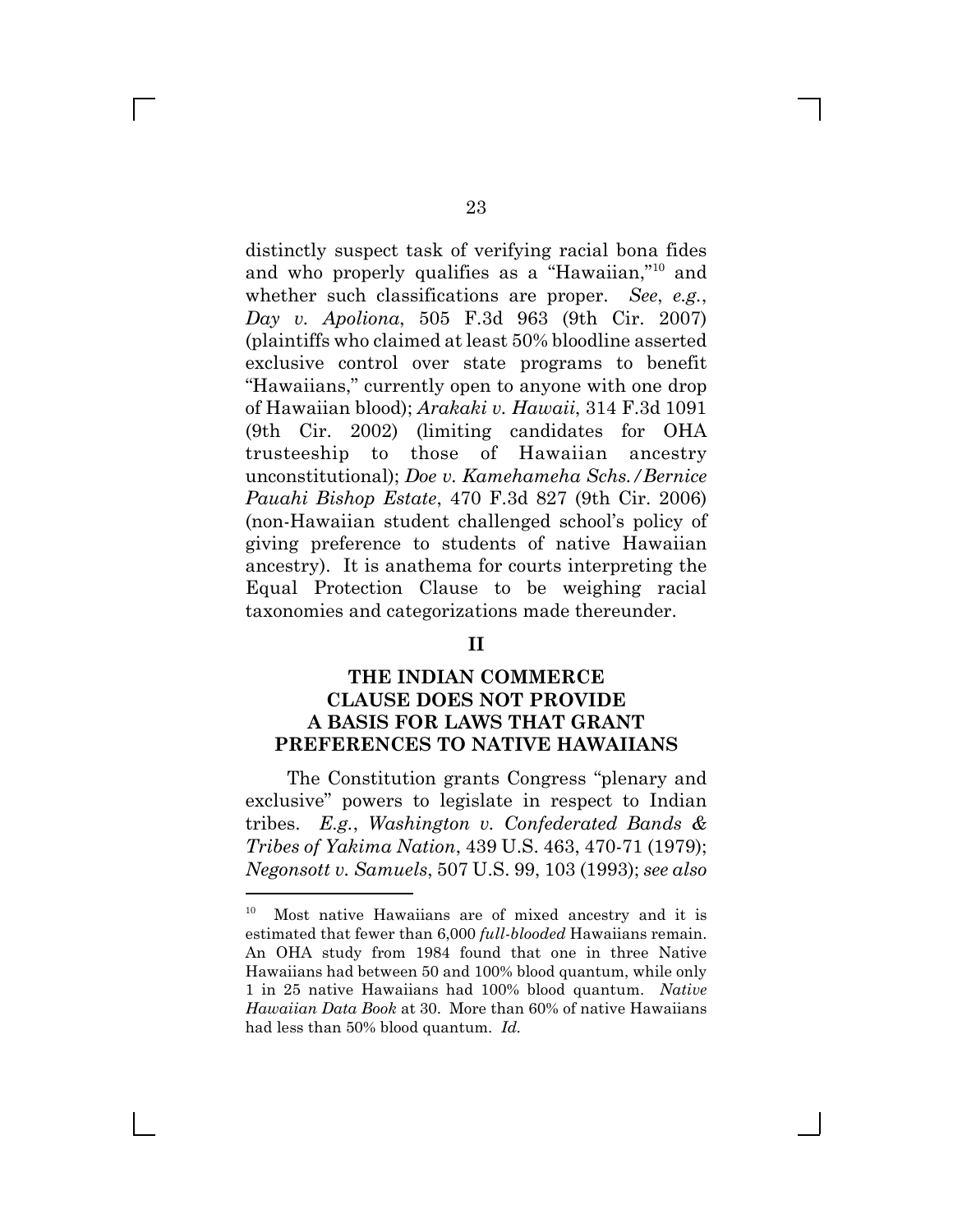distinctly suspect task of verifying racial bona fides and who properly qualifies as a "Hawaiian,"[10] and whether such classifications are proper. *See*, *e.g.*, *Day v. Apoliona*, 505 F.3d 963 (9th Cir. 2007) (plaintiffs who claimed at least 50% bloodline asserted exclusive control over state programs to benefit "Hawaiians," currently open to anyone with one drop of Hawaiian blood); *Arakaki v. Hawaii*, 314 F.3d 1091 (9th Cir. 2002) (limiting candidates for OHA trusteeship to those of Hawaiian ancestry unconstitutional); *Doe v. Kamehameha Schs./Bernice Pauahi Bishop Estate*, 470 F.3d 827 (9th Cir. 2006) (non-Hawaiian student challenged school's policy of giving preference to students of native Hawaiian ancestry). It is anathema for courts interpreting the Equal Protection Clause to be weighing racial taxonomies and categorizations made thereunder.

## II

## THE INDIAN COMMERCE CLAUSE DOES NOT PROVIDE A BASIS FOR LAWS THAT GRANT PREFERENCES TO NATIVE HAWAIIANS

The Constitution grants Congress "plenary and exclusive" powers to legislate in respect to Indian tribes. *E.g.*, *Washington v. Confederated Bands & Tribes of Yakima Nation*, 439 U.S. 463, 470-71 (1979); *Negonsott v. Samuels*, 507 U.S. 99, 103 (1993); *see also*

---

[10] Most native Hawaiians are of mixed ancestry and it is estimated that fewer than 6,000 *full-blooded* Hawaiians remain. An OHA study from 1984 found that one in three Native Hawaiians had between 50 and 100% blood quantum, while only 1 in 25 native Hawaiians had 100% blood quantum. *Native Hawaiian Data Book* at 30. More than 60% of native Hawaiians had less than 50% blood quantum. *Id.*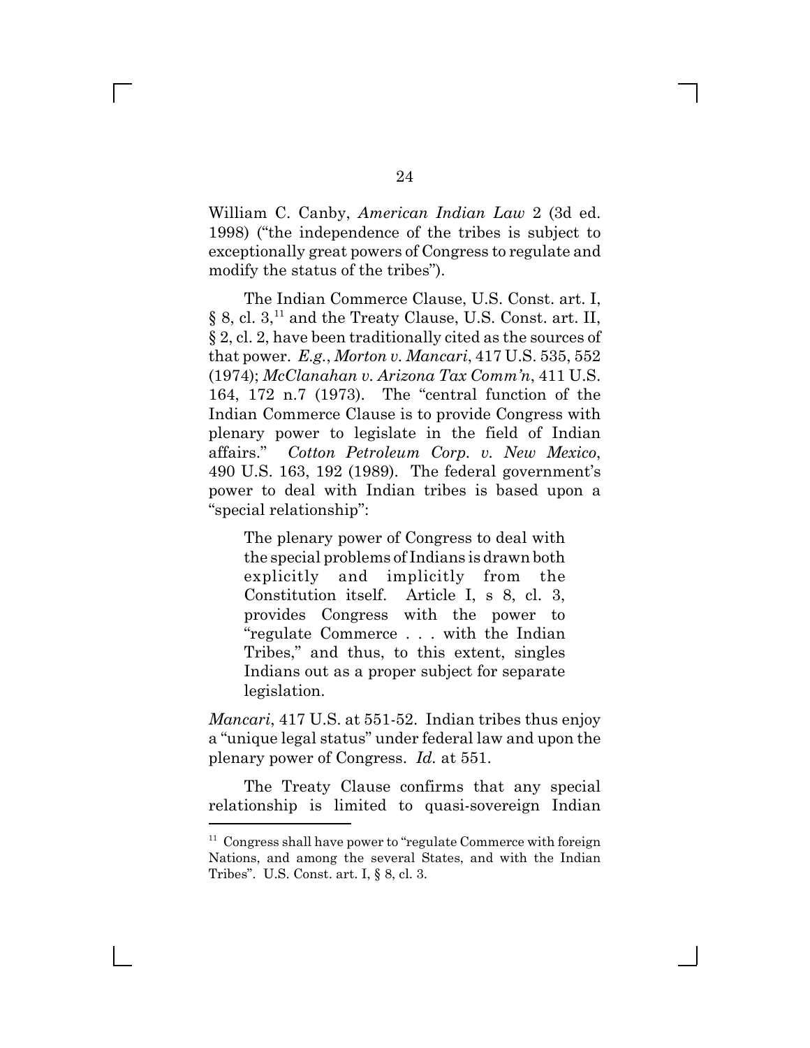William C. Canby, *American Indian Law* 2 (3d ed. 1998) ("the independence of the tribes is subject to exceptionally great powers of Congress to regulate and modify the status of the tribes").

The Indian Commerce Clause, U.S. Const. art. I, § 8, cl. 3,[11] and the Treaty Clause, U.S. Const. art. II, § 2, cl. 2, have been traditionally cited as the sources of that power. *E.g.*, *Morton v. Mancari*, 417 U.S. 535, 552 (1974); *McClanahan v. Arizona Tax Comm'n*, 411 U.S. 164, 172 n.7 (1973). The "central function of the Indian Commerce Clause is to provide Congress with plenary power to legislate in the field of Indian affairs." *Cotton Petroleum Corp. v. New Mexico*, 490 U.S. 163, 192 (1989). The federal government's power to deal with Indian tribes is based upon a "special relationship":

> The plenary power of Congress to deal with the special problems of Indians is drawn both explicitly and implicitly from the Constitution itself. Article I, s 8, cl. 3, provides Congress with the power to "regulate Commerce . . . with the Indian Tribes," and thus, to this extent, singles Indians out as a proper subject for separate legislation.

*Mancari*, 417 U.S. at 551-52. Indian tribes thus enjoy a "unique legal status" under federal law and upon the plenary power of Congress. *Id.* at 551.

The Treaty Clause confirms that any special relationship is limited to quasi-sovereign Indian

---

[11] Congress shall have power to "regulate Commerce with foreign Nations, and among the several States, and with the Indian Tribes". U.S. Const. art. I, § 8, cl. 3.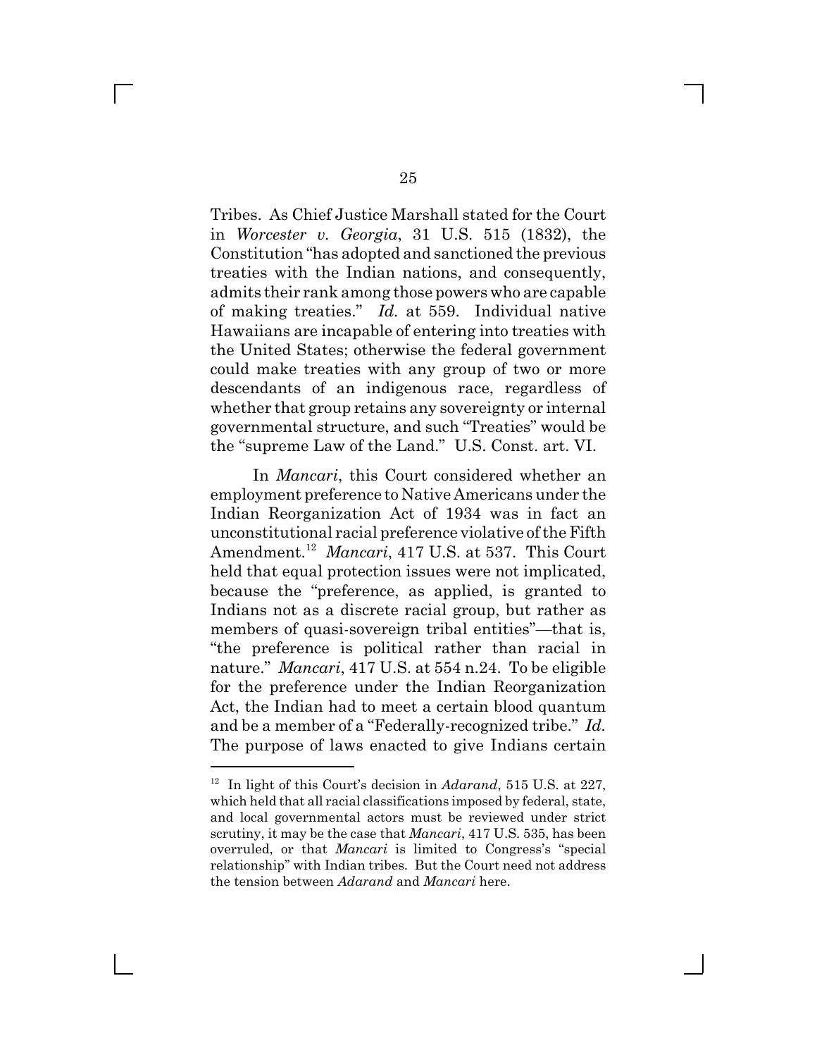Tribes. As Chief Justice Marshall stated for the Court in *Worcester v. Georgia*, 31 U.S. 515 (1832), the Constitution "has adopted and sanctioned the previous treaties with the Indian nations, and consequently, admits their rank among those powers who are capable of making treaties." *Id.* at 559. Individual native Hawaiians are incapable of entering into treaties with the United States; otherwise the federal government could make treaties with any group of two or more descendants of an indigenous race, regardless of whether that group retains any sovereignty or internal governmental structure, and such "Treaties" would be the "supreme Law of the Land." U.S. Const. art. VI.

In *Mancari*, this Court considered whether an employment preference to Native Americans under the Indian Reorganization Act of 1934 was in fact an unconstitutional racial preference violative of the Fifth Amendment.[12] *Mancari*, 417 U.S. at 537. This Court held that equal protection issues were not implicated, because the "preference, as applied, is granted to Indians not as a discrete racial group, but rather as members of quasi-sovereign tribal entities"—that is, "the preference is political rather than racial in nature." *Mancari*, 417 U.S. at 554 n.24. To be eligible for the preference under the Indian Reorganization Act, the Indian had to meet a certain blood quantum and be a member of a "Federally-recognized tribe." *Id.* The purpose of laws enacted to give Indians certain

---

[12] In light of this Court's decision in *Adarand*, 515 U.S. at 227, which held that all racial classifications imposed by federal, state, and local governmental actors must be reviewed under strict scrutiny, it may be the case that *Mancari*, 417 U.S. 535, has been overruled, or that *Mancari* is limited to Congress's "special relationship" with Indian tribes. But the Court need not address the tension between *Adarand* and *Mancari* here.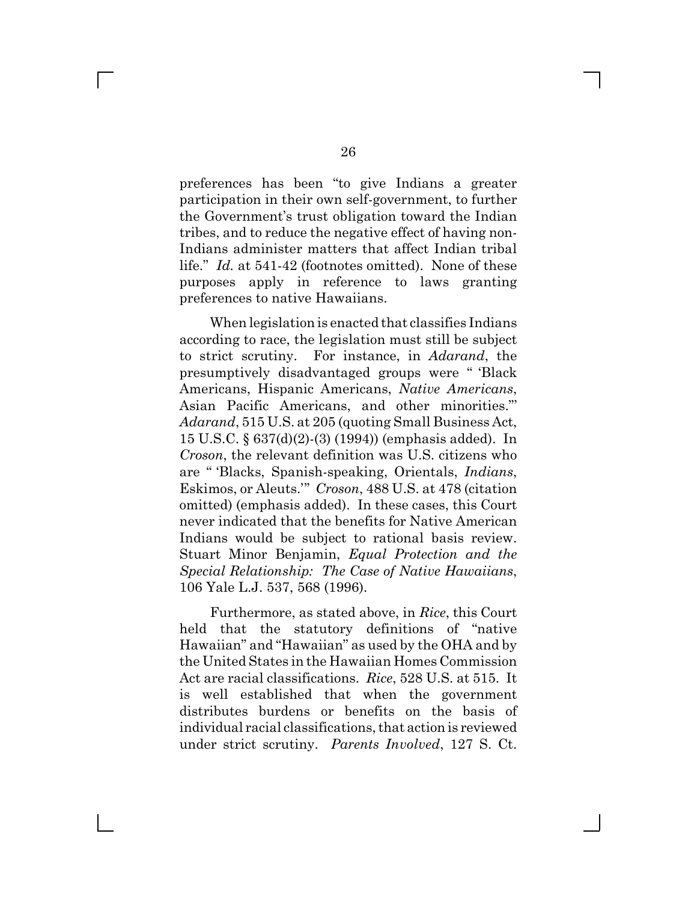preferences has been "to give Indians a greater participation in their own self-government, to further the Government's trust obligation toward the Indian tribes, and to reduce the negative effect of having non-Indians administer matters that affect Indian tribal life." *Id.* at 541-42 (footnotes omitted). None of these purposes apply in reference to laws granting preferences to native Hawaiians.

When legislation is enacted that classifies Indians according to race, the legislation must still be subject to strict scrutiny. For instance, in *Adarand*, the presumptively disadvantaged groups were " 'Black Americans, Hispanic Americans, *Native Americans*, Asian Pacific Americans, and other minorities.'" *Adarand*, 515 U.S. at 205 (quoting Small Business Act, 15 U.S.C. § 637(d)(2)-(3) (1994)) (emphasis added). In *Croson*, the relevant definition was U.S. citizens who are " 'Blacks, Spanish-speaking, Orientals, *Indians*, Eskimos, or Aleuts.'" *Croson*, 488 U.S. at 478 (citation omitted) (emphasis added). In these cases, this Court never indicated that the benefits for Native American Indians would be subject to rational basis review. Stuart Minor Benjamin, *Equal Protection and the Special Relationship: The Case of Native Hawaiians*, 106 Yale L.J. 537, 568 (1996).

Furthermore, as stated above, in *Rice*, this Court held that the statutory definitions of "native Hawaiian" and "Hawaiian" as used by the OHA and by the United States in the Hawaiian Homes Commission Act are racial classifications. *Rice*, 528 U.S. at 515. It is well established that when the government distributes burdens or benefits on the basis of individual racial classifications, that action is reviewed under strict scrutiny. *Parents Involved*, 127 S. Ct.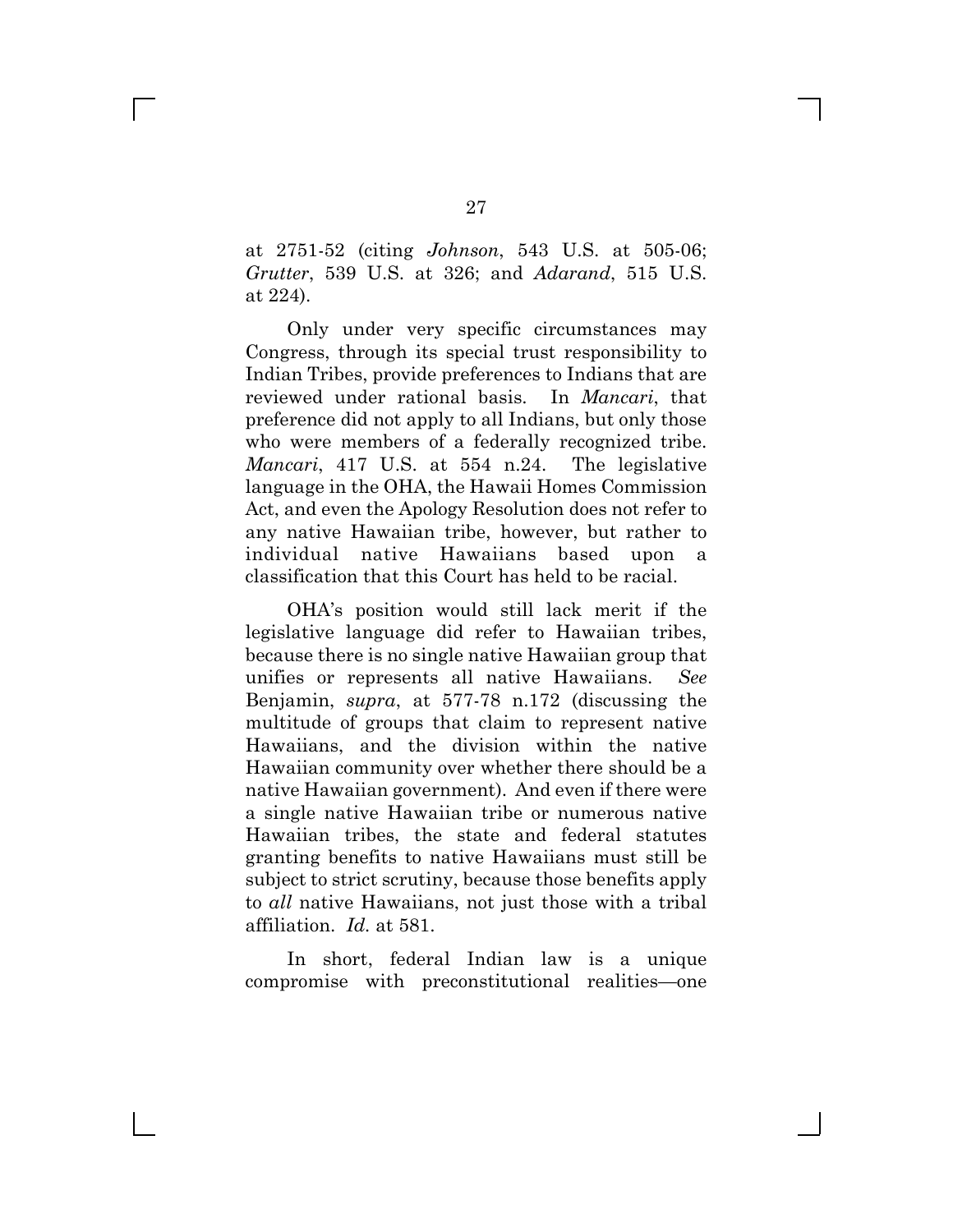at 2751-52 (citing *Johnson*, 543 U.S. at 505-06; *Grutter*, 539 U.S. at 326; and *Adarand*, 515 U.S. at 224).

Only under very specific circumstances may Congress, through its special trust responsibility to Indian Tribes, provide preferences to Indians that are reviewed under rational basis. In *Mancari*, that preference did not apply to all Indians, but only those who were members of a federally recognized tribe. *Mancari*, 417 U.S. at 554 n.24. The legislative language in the OHA, the Hawaii Homes Commission Act, and even the Apology Resolution does not refer to any native Hawaiian tribe, however, but rather to individual native Hawaiians based upon a classification that this Court has held to be racial.

OHA's position would still lack merit if the legislative language did refer to Hawaiian tribes, because there is no single native Hawaiian group that unifies or represents all native Hawaiians. *See* Benjamin, *supra*, at 577-78 n.172 (discussing the multitude of groups that claim to represent native Hawaiians, and the division within the native Hawaiian community over whether there should be a native Hawaiian government). And even if there were a single native Hawaiian tribe or numerous native Hawaiian tribes, the state and federal statutes granting benefits to native Hawaiians must still be subject to strict scrutiny, because those benefits apply to *all* native Hawaiians, not just those with a tribal affiliation. *Id.* at 581.

In short, federal Indian law is a unique compromise with preconstitutional realities—one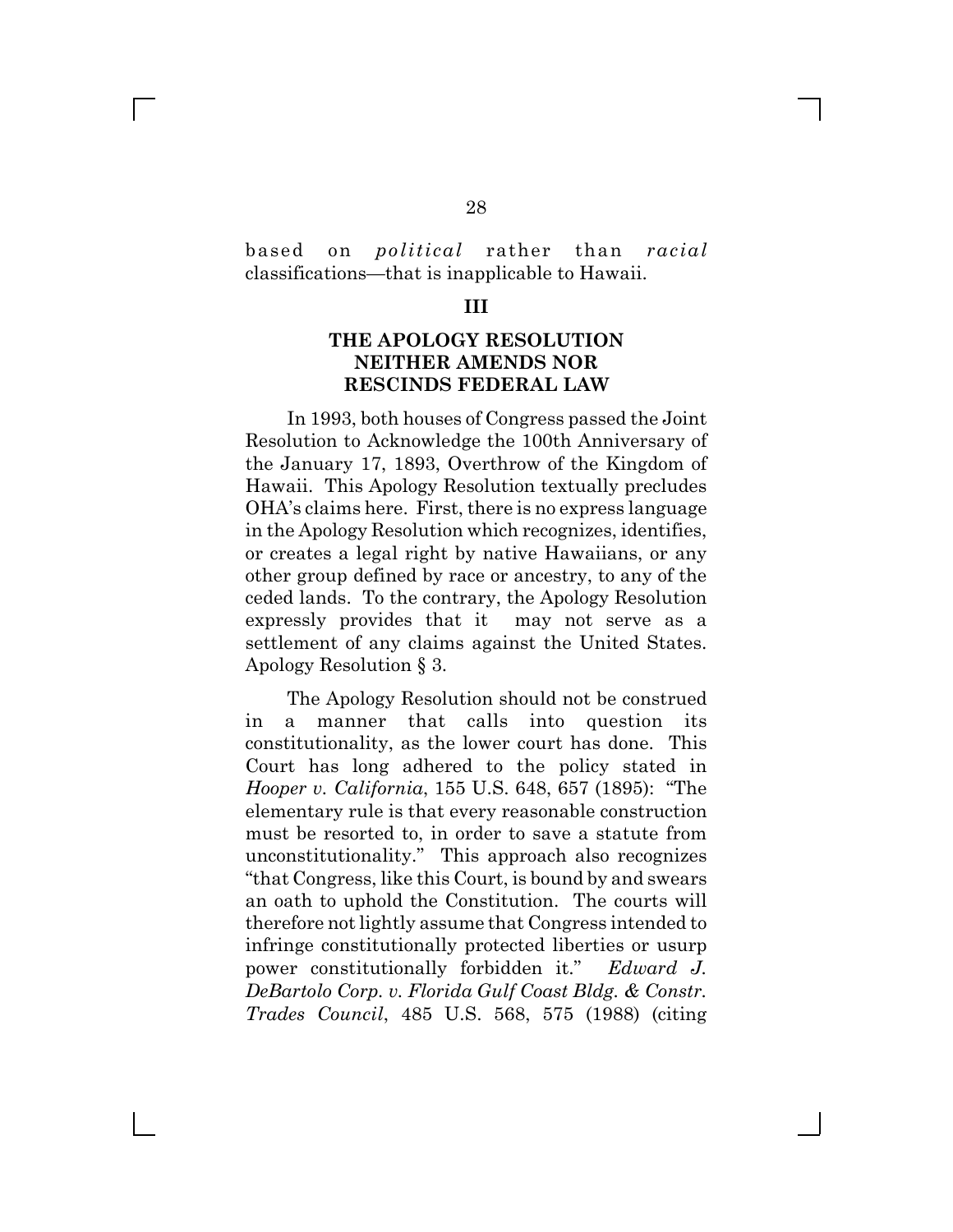based on *political* rather than *racial* classifications—that is inapplicable to Hawaii.

## III

## THE APOLOGY RESOLUTION NEITHER AMENDS NOR RESCINDS FEDERAL LAW

In 1993, both houses of Congress passed the Joint Resolution to Acknowledge the 100th Anniversary of the January 17, 1893, Overthrow of the Kingdom of Hawaii. This Apology Resolution textually precludes OHA's claims here. First, there is no express language in the Apology Resolution which recognizes, identifies, or creates a legal right by native Hawaiians, or any other group defined by race or ancestry, to any of the ceded lands. To the contrary, the Apology Resolution expressly provides that it may not serve as a settlement of any claims against the United States. Apology Resolution § 3.

The Apology Resolution should not be construed in a manner that calls into question its constitutionality, as the lower court has done. This Court has long adhered to the policy stated in *Hooper v. California*, 155 U.S. 648, 657 (1895): "The elementary rule is that every reasonable construction must be resorted to, in order to save a statute from unconstitutionality." This approach also recognizes "that Congress, like this Court, is bound by and swears an oath to uphold the Constitution. The courts will therefore not lightly assume that Congress intended to infringe constitutionally protected liberties or usurp power constitutionally forbidden it." *Edward J. DeBartolo Corp. v. Florida Gulf Coast Bldg. & Constr. Trades Council*, 485 U.S. 568, 575 (1988) (citing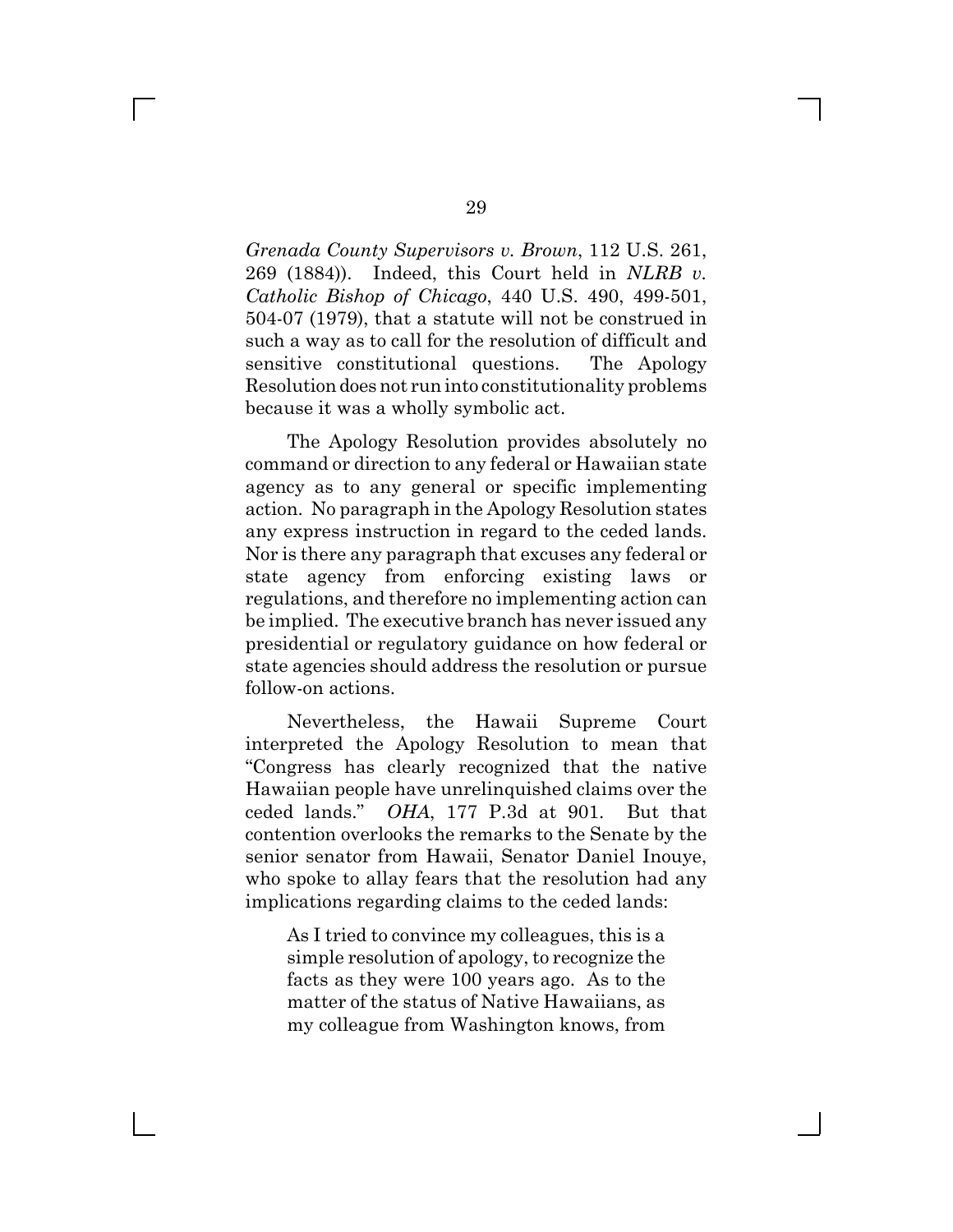*Grenada County Supervisors v. Brown*, 112 U.S. 261, 269 (1884)). Indeed, this Court held in *NLRB v. Catholic Bishop of Chicago*, 440 U.S. 490, 499-501, 504-07 (1979), that a statute will not be construed in such a way as to call for the resolution of difficult and sensitive constitutional questions. The Apology Resolution does not run into constitutionality problems because it was a wholly symbolic act.

The Apology Resolution provides absolutely no command or direction to any federal or Hawaiian state agency as to any general or specific implementing action. No paragraph in the Apology Resolution states any express instruction in regard to the ceded lands. Nor is there any paragraph that excuses any federal or state agency from enforcing existing laws or regulations, and therefore no implementing action can be implied. The executive branch has never issued any presidential or regulatory guidance on how federal or state agencies should address the resolution or pursue follow-on actions.

Nevertheless, the Hawaii Supreme Court interpreted the Apology Resolution to mean that "Congress has clearly recognized that the native Hawaiian people have unrelinquished claims over the ceded lands." *OHA*, 177 P.3d at 901. But that contention overlooks the remarks to the Senate by the senior senator from Hawaii, Senator Daniel Inouye, who spoke to allay fears that the resolution had any implications regarding claims to the ceded lands:

> As I tried to convince my colleagues, this is a simple resolution of apology, to recognize the facts as they were 100 years ago. As to the matter of the status of Native Hawaiians, as my colleague from Washington knows, from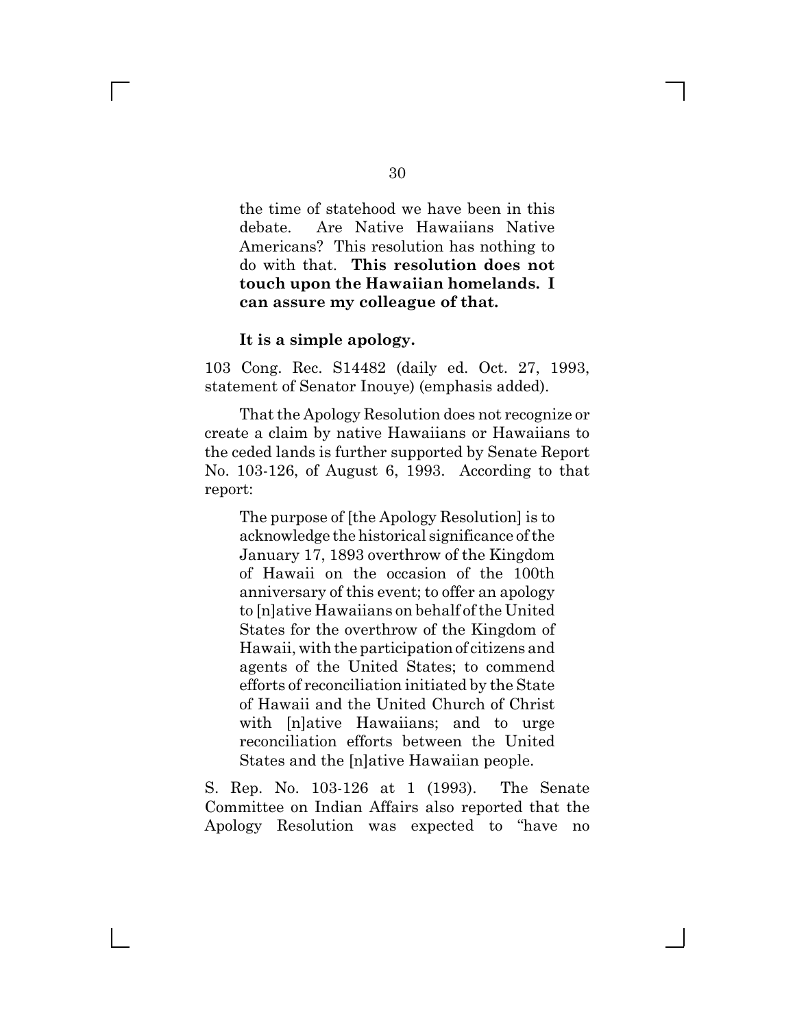> the time of statehood we have been in this debate. Are Native Hawaiians Native Americans? This resolution has nothing to do with that. **This resolution does not touch upon the Hawaiian homelands. I can assure my colleague of that.**
>
> **It is a simple apology.**

103 Cong. Rec. S14482 (daily ed. Oct. 27, 1993, statement of Senator Inouye) (emphasis added).

That the Apology Resolution does not recognize or create a claim by native Hawaiians or Hawaiians to the ceded lands is further supported by Senate Report No. 103-126, of August 6, 1993. According to that report:

> The purpose of [the Apology Resolution] is to acknowledge the historical significance of the January 17, 1893 overthrow of the Kingdom of Hawaii on the occasion of the 100th anniversary of this event; to offer an apology to [n]ative Hawaiians on behalf of the United States for the overthrow of the Kingdom of Hawaii, with the participation of citizens and agents of the United States; to commend efforts of reconciliation initiated by the State of Hawaii and the United Church of Christ with [n]ative Hawaiians; and to urge reconciliation efforts between the United States and the [n]ative Hawaiian people.

S. Rep. No. 103-126 at 1 (1993). The Senate Committee on Indian Affairs also reported that the Apology Resolution was expected to "have no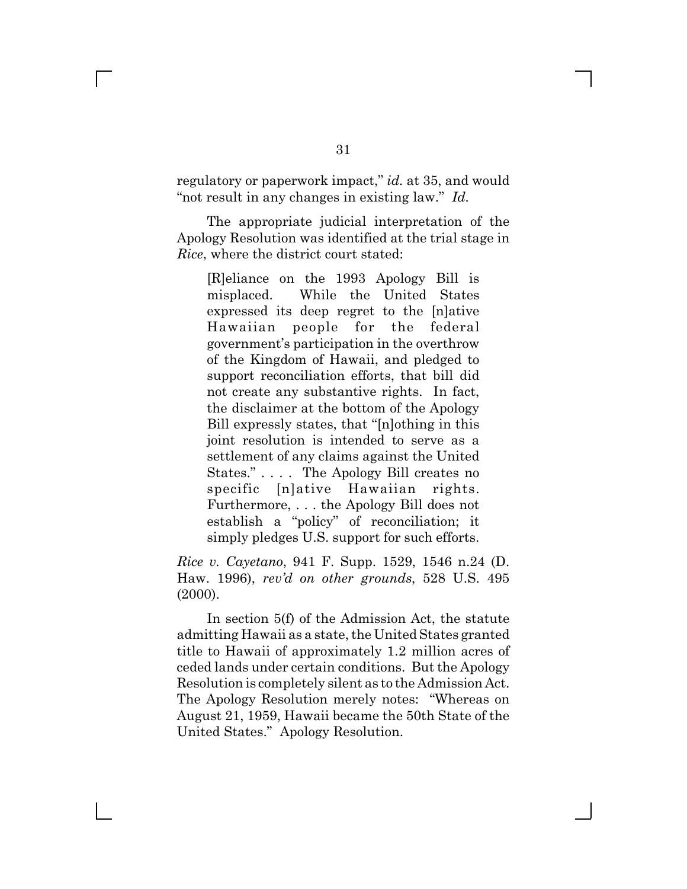regulatory or paperwork impact," *id.* at 35, and would "not result in any changes in existing law." *Id.*

The appropriate judicial interpretation of the Apology Resolution was identified at the trial stage in *Rice*, where the district court stated:

> [R]eliance on the 1993 Apology Bill is misplaced. While the United States expressed its deep regret to the [n]ative Hawaiian people for the federal government's participation in the overthrow of the Kingdom of Hawaii, and pledged to support reconciliation efforts, that bill did not create any substantive rights. In fact, the disclaimer at the bottom of the Apology Bill expressly states, that "[n]othing in this joint resolution is intended to serve as a settlement of any claims against the United States." . . . . The Apology Bill creates no specific [n]ative Hawaiian rights. Furthermore, . . . the Apology Bill does not establish a "policy" of reconciliation; it simply pledges U.S. support for such efforts.

*Rice v. Cayetano*, 941 F. Supp. 1529, 1546 n.24 (D. Haw. 1996), *rev'd on other grounds*, 528 U.S. 495 (2000).

In section 5(f) of the Admission Act, the statute admitting Hawaii as a state, the United States granted title to Hawaii of approximately 1.2 million acres of ceded lands under certain conditions. But the Apology Resolution is completely silent as to the Admission Act. The Apology Resolution merely notes: "Whereas on August 21, 1959, Hawaii became the 50th State of the United States." Apology Resolution.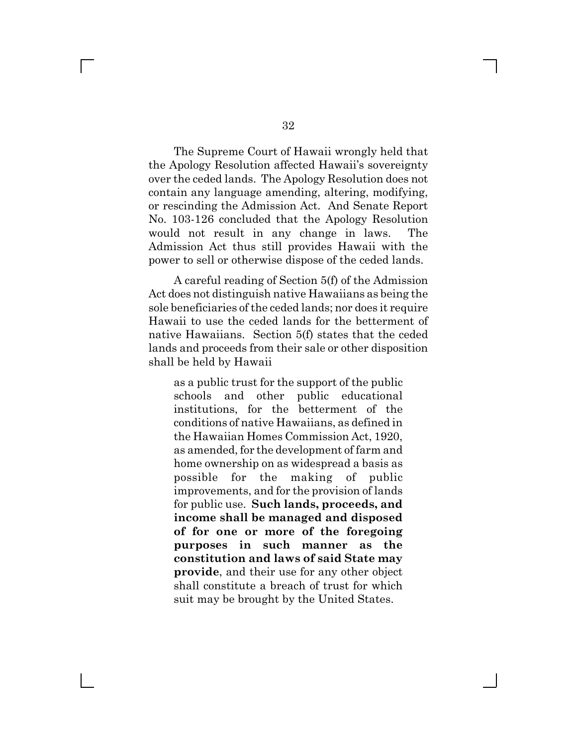The Supreme Court of Hawaii wrongly held that the Apology Resolution affected Hawaii's sovereignty over the ceded lands. The Apology Resolution does not contain any language amending, altering, modifying, or rescinding the Admission Act. And Senate Report No. 103-126 concluded that the Apology Resolution would not result in any change in laws. The Admission Act thus still provides Hawaii with the power to sell or otherwise dispose of the ceded lands.

A careful reading of Section 5(f) of the Admission Act does not distinguish native Hawaiians as being the sole beneficiaries of the ceded lands; nor does it require Hawaii to use the ceded lands for the betterment of native Hawaiians. Section 5(f) states that the ceded lands and proceeds from their sale or other disposition shall be held by Hawaii

> as a public trust for the support of the public schools and other public educational institutions, for the betterment of the conditions of native Hawaiians, as defined in the Hawaiian Homes Commission Act, 1920, as amended, for the development of farm and home ownership on as widespread a basis as possible for the making of public improvements, and for the provision of lands for public use. **Such lands, proceeds, and income shall be managed and disposed of for one or more of the foregoing purposes in such manner as the constitution and laws of said State may provide**, and their use for any other object shall constitute a breach of trust for which suit may be brought by the United States.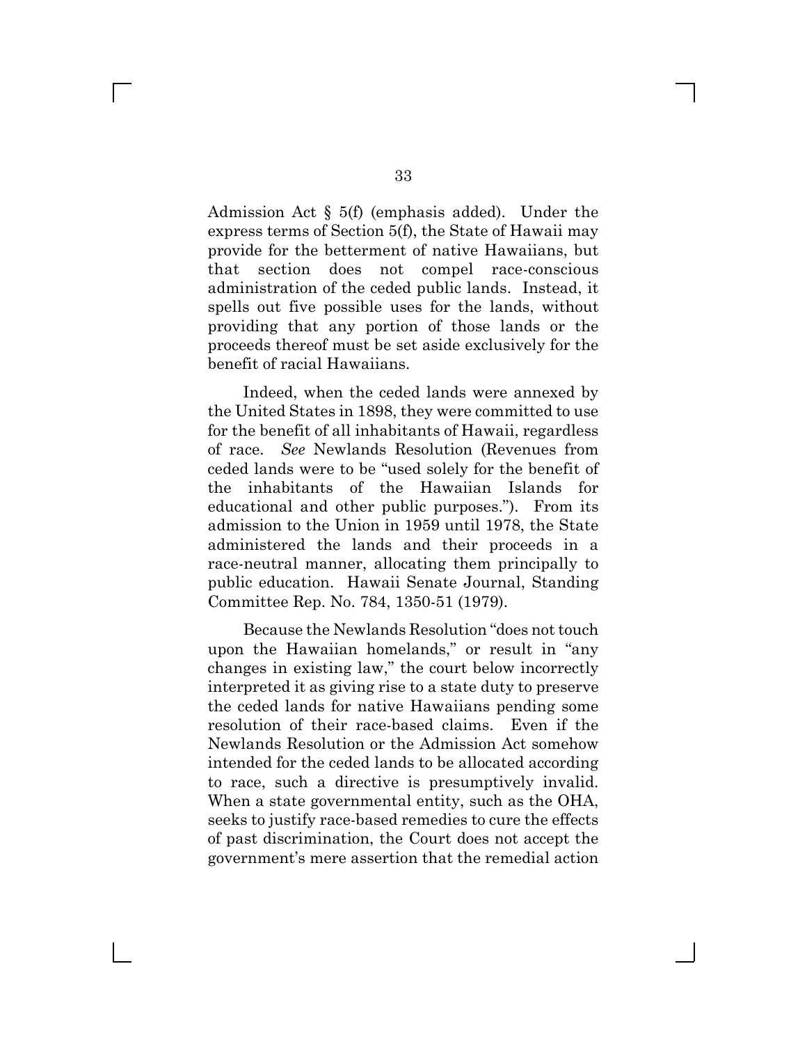Admission Act § 5(f) (emphasis added). Under the express terms of Section 5(f), the State of Hawaii may provide for the betterment of native Hawaiians, but that section does not compel race-conscious administration of the ceded public lands. Instead, it spells out five possible uses for the lands, without providing that any portion of those lands or the proceeds thereof must be set aside exclusively for the benefit of racial Hawaiians.

Indeed, when the ceded lands were annexed by the United States in 1898, they were committed to use for the benefit of all inhabitants of Hawaii, regardless of race. *See* Newlands Resolution (Revenues from ceded lands were to be "used solely for the benefit of the inhabitants of the Hawaiian Islands for educational and other public purposes."). From its admission to the Union in 1959 until 1978, the State administered the lands and their proceeds in a race-neutral manner, allocating them principally to public education. Hawaii Senate Journal, Standing Committee Rep. No. 784, 1350-51 (1979).

Because the Newlands Resolution "does not touch upon the Hawaiian homelands," or result in "any changes in existing law," the court below incorrectly interpreted it as giving rise to a state duty to preserve the ceded lands for native Hawaiians pending some resolution of their race-based claims. Even if the Newlands Resolution or the Admission Act somehow intended for the ceded lands to be allocated according to race, such a directive is presumptively invalid. When a state governmental entity, such as the OHA, seeks to justify race-based remedies to cure the effects of past discrimination, the Court does not accept the government's mere assertion that the remedial action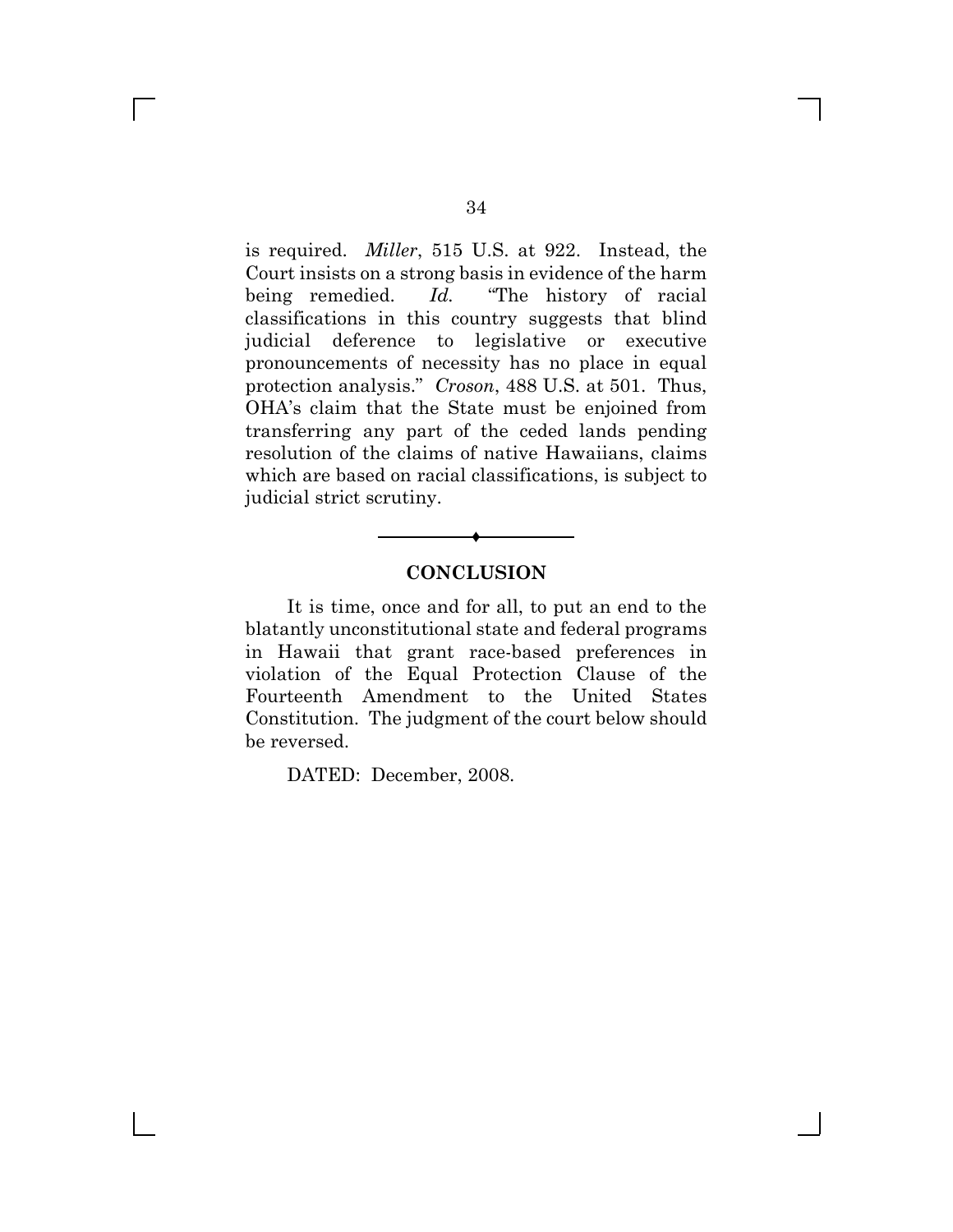is required. *Miller*, 515 U.S. at 922. Instead, the Court insists on a strong basis in evidence of the harm being remedied. *Id.* "The history of racial classifications in this country suggests that blind judicial deference to legislative or executive pronouncements of necessity has no place in equal protection analysis." *Croson*, 488 U.S. at 501. Thus, OHA's claim that the State must be enjoined from transferring any part of the ceded lands pending resolution of the claims of native Hawaiians, claims which are based on racial classifications, is subject to judicial strict scrutiny.

## CONCLUSION

It is time, once and for all, to put an end to the blatantly unconstitutional state and federal programs in Hawaii that grant race-based preferences in violation of the Equal Protection Clause of the Fourteenth Amendment to the United States Constitution. The judgment of the court below should be reversed.

DATED: December, 2008.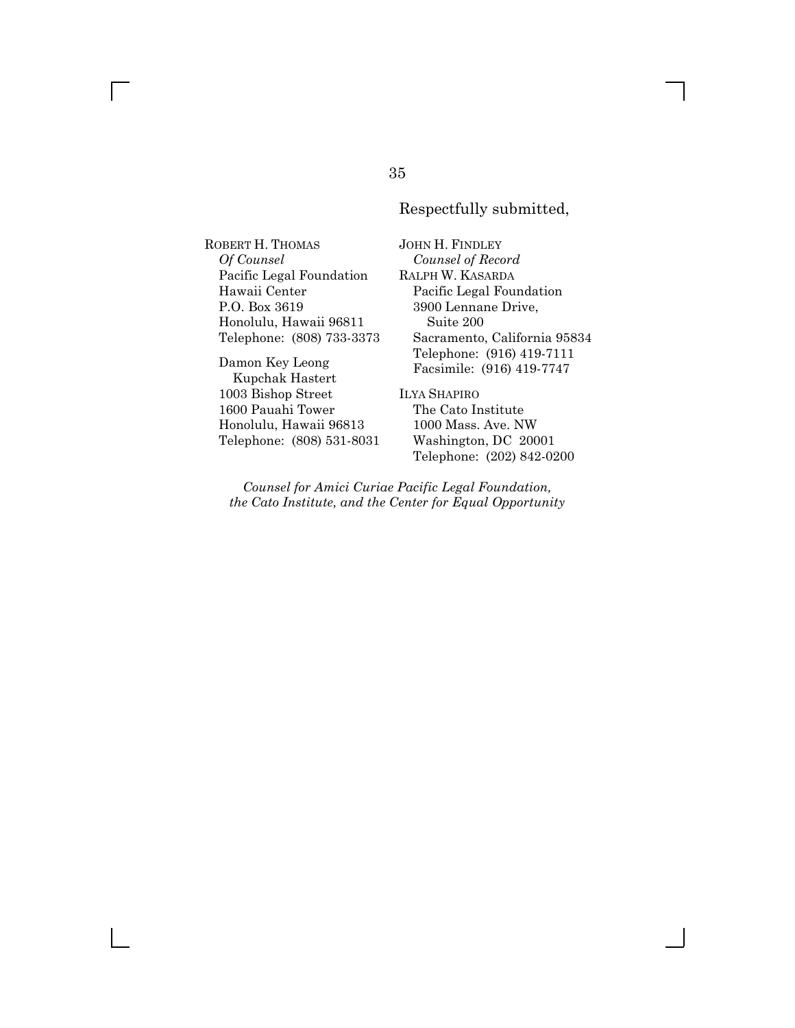Respectfully submitted,

ROBERT H. THOMAS
*Of Counsel*
Pacific Legal Foundation
Hawaii Center
P.O. Box 3619
Honolulu, Hawaii 96811
Telephone: (808) 733-3373

Damon Key Leong
Kupchak Hastert
1003 Bishop Street
1600 Pauahi Tower
Honolulu, Hawaii 96813
Telephone: (808) 531-8031

JOHN H. FINDLEY
*Counsel of Record*
RALPH W. KASARDA
Pacific Legal Foundation
3900 Lennane Drive,
Suite 200
Sacramento, California 95834
Telephone: (916) 419-7111
Facsimile: (916) 419-7747

ILYA SHAPIRO
The Cato Institute
1000 Mass. Ave. NW
Washington, DC 20001
Telephone: (202) 842-0200

*Counsel for Amici Curiae Pacific Legal Foundation, the Cato Institute, and the Center for Equal Opportunity*